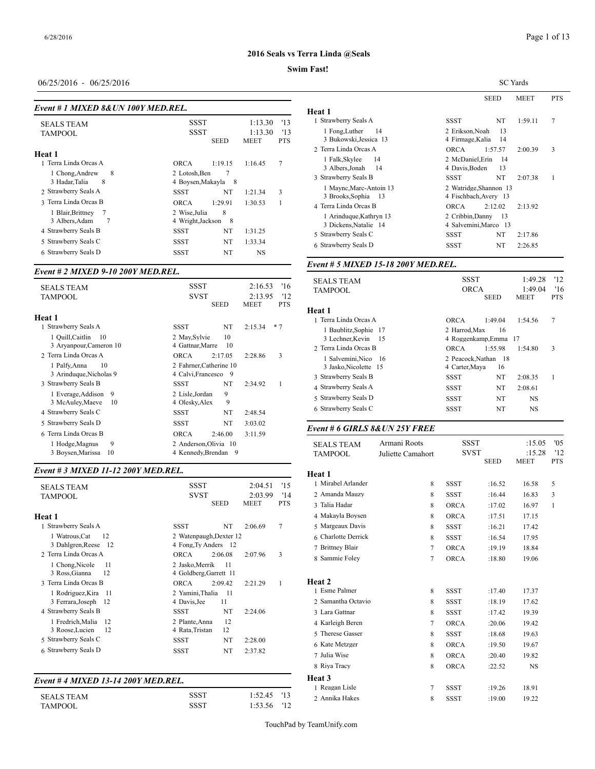## 2016 Seals vs Terra Linda @Seals

**Swim Fast!**

06/25/2016 - 06/25/2016

SC Yards

### Event # 1 MIXED 8&UN 100Y MED.REL.

| | | | | |
|---|---|---|---|---|
| SEALS TEAM | SSST | | 1:13.30 | '13 |
| TAMPOOL | SSST | | 1:13.30 | '13 |
| | | SEED | MEET | PTS |

**Heat 1**

| | Team | Seed | Meet | Pts |
|---|---|---|---|---|
| 1 Terra Linda Orcas A | ORCA | 1:19.15 | 1:16.45 | 7 |
| 1 Chong,Andrew 8; 2 Lotosh,Ben 7; 3 Hadar,Talia 8; 4 Boysen,Makayla 8 | | | | |
| 2 Strawberry Seals A | SSST | NT | 1:21.34 | 3 |
| 3 Terra Linda Orcas B | ORCA | 1:29.91 | 1:30.53 | 1 |
| 1 Blair,Brittney 7; 2 Wise,Julia 8; 3 Albers,Adam 7; 4 Wright,Jackson 8 | | | | |
| 4 Strawberry Seals B | SSST | NT | 1:31.25 | |
| 5 Strawberry Seals C | SSST | NT | 1:33.34 | |
| 6 Strawberry Seals D | SSST | NT | NS | |

### Event # 2 MIXED 9-10 200Y MED.REL.

| | | | | |
|---|---|---|---|---|
| SEALS TEAM | SSST | | 2:16.53 | '16 |
| TAMPOOL | SVST | | 2:13.95 | '12 |
| | | SEED | MEET | PTS |

**Heat 1**

| | Team | Seed | Meet | Pts |
|---|---|---|---|---|
| 1 Strawberry Seals A | SSST | NT | 2:15.34 | * 7 |
| 1 Quill,Caitlin 10; 2 May,Sylvie 10; 3 Aryanpour,Cameron 10; 4 Gattnar,Marre 10 | | | | |
| 2 Terra Linda Orcas A | ORCA | 2:17.05 | 2:28.86 | 3 |
| 1 Palfy,Anna 10; 2 Fahrner,Catherine 10; 3 Arinduque,Nicholas 9; 4 Calvi,Francesco 9 | | | | |
| 3 Strawberry Seals B | SSST | NT | 2:34.92 | 1 |
| 1 Everage,Addison 9; 2 Lisle,Jordan 9; 3 McAuley,Maeve 10; 4 Olesky,Alex 9 | | | | |
| 4 Strawberry Seals C | SSST | NT | 2:48.54 | |
| 5 Strawberry Seals D | SSST | NT | 3:03.02 | |
| 6 Terra Linda Orcas B | ORCA | 2:46.00 | 3:11.59 | |
| 1 Hodge,Magnus 9; 2 Anderson,Olivia 10; 3 Boysen,Marissa 10; 4 Kennedy,Brendan 9 | | | | |

### Event # 3 MIXED 11-12 200Y MED.REL.

| | | | | |
|---|---|---|---|---|
| SEALS TEAM | SSST | | 2:04.51 | '15 |
| TAMPOOL | SVST | | 2:03.99 | '14 |
| | | SEED | MEET | PTS |

**Heat 1**

| | Team | Seed | Meet | Pts |
|---|---|---|---|---|
| 1 Strawberry Seals A | SSST | NT | 2:06.69 | 7 |
| 1 Watrous,Cat 12; 2 Watenpaugh,Dexter 12; 3 Dahlgren,Reese 12; 4 Fong,Ty Anders 12 | | | | |
| 2 Terra Linda Orcas A | ORCA | 2:06.08 | 2:07.96 | 3 |
| 1 Chong,Nicole 11; 2 Jasko,Merrik 11; 3 Ross,Gianna 12; 4 Goldberg,Garrett 11 | | | | |
| 3 Terra Linda Orcas B | ORCA | 2:09.42 | 2:21.29 | 1 |
| 1 Rodriguez,Kira 11; 2 Yamini,Thalia 11; 3 Ferrara,Joseph 12; 4 Davis,Jee 11 | | | | |
| 4 Strawberry Seals B | SSST | NT | 2:24.06 | |
| 1 Fredrich,Malia 12; 2 Plante,Anna 12; 3 Roose,Lucien 12; 4 Rata,Tristan 12 | | | | |
| 5 Strawberry Seals C | SSST | NT | 2:28.00 | |
| 6 Strawberry Seals D | SSST | NT | 2:37.82 | |

### Event # 4 MIXED 13-14 200Y MED.REL.

| | | | | |
|---|---|---|---|---|
| SEALS TEAM | SSST | | 1:52.45 | '13 |
| TAMPOOL | SSST | | 1:53.56 | '12 |
| | | SEED | MEET | PTS |

**Heat 1**

| | Team | Seed | Meet | Pts |
|---|---|---|---|---|
| 1 Strawberry Seals A | SSST | NT | 1:59.11 | 7 |
| 1 Fong,Luther 14; 2 Erikson,Noah 13; 3 Bukowski,Jessica 13; 4 Firmage,Kalia 14 | | | | |
| 2 Terra Linda Orcas A | ORCA | 1:57.57 | 2:00.39 | 3 |
| 1 Falk,Skylee 14; 2 McDaniel,Erin 14; 3 Albers,Jonah 14; 4 Davis,Boden 13 | | | | |
| 3 Strawberry Seals B | SSST | NT | 2:07.38 | 1 |
| 1 Mayne,Marc-Antoin 13; 2 Watridge,Shannon 13; 3 Brooks,Sophia 13; 4 Fischbach,Avery 13 | | | | |
| 4 Terra Linda Orcas B | ORCA | 2:12.02 | 2:13.92 | |
| 1 Arinduque,Kathryn 13; 2 Cribbin,Danny 13; 3 Dickens,Natalie 14; 4 Salvemini,Marco 13 | | | | |
| 5 Strawberry Seals C | SSST | NT | 2:17.86 | |
| 6 Strawberry Seals D | SSST | NT | 2:26.85 | |

### Event # 5 MIXED 15-18 200Y MED.REL.

| | | | | |
|---|---|---|---|---|
| SEALS TEAM | SSST | | 1:49.28 | '12 |
| TAMPOOL | ORCA | | 1:49.04 | '16 |
| | | SEED | MEET | PTS |

**Heat 1**

| | Team | Seed | Meet | Pts |
|---|---|---|---|---|
| 1 Terra Linda Orcas A | ORCA | 1:49.04 | 1:54.56 | 7 |
| 1 Baublitz,Sophie 17; 2 Harrod,Max 16; 3 Lechner,Kevin 15; 4 Roggenkamp,Emma 17 | | | | |
| 2 Terra Linda Orcas B | ORCA | 1:55.98 | 1:54.80 | 3 |
| 1 Salvemini,Nico 16; 2 Peacock,Nathan 18; 3 Jasko,Nicolette 15; 4 Carter,Maya 16 | | | | |
| 3 Strawberry Seals B | SSST | NT | 2:08.35 | 1 |
| 4 Strawberry Seals A | SSST | NT | 2:08.61 | |
| 5 Strawberry Seals D | SSST | NT | NS | |
| 6 Strawberry Seals C | SSST | NT | NS | |

### Event # 6 GIRLS 8&UN 25Y FREE

| | | | | | |
|---|---|---|---|---|---|
| SEALS TEAM | Armani Roots | SSST | | :15.05 | '05 |
| TAMPOOL | Juliette Camahort | SVST | | :15.28 | '12 |
| | | | SEED | MEET | PTS |

**Heat 1**

| Name | Age | Team | Seed | Meet | Pts |
|---|---|---|---|---|---|
| 1 Mirabel Arlander | 8 | SSST | :16.52 | 16.58 | 5 |
| 2 Amanda Mauzy | 8 | SSST | :16.44 | 16.83 | 3 |
| 3 Talia Hadar | 8 | ORCA | :17.02 | 16.97 | 1 |
| 4 Makayla Boysen | 8 | ORCA | :17.51 | 17.15 | |
| 5 Margeaux Davis | 8 | SSST | :16.21 | 17.42 | |
| 6 Charlotte Derrick | 8 | SSST | :16.54 | 17.95 | |
| 7 Brittney Blair | 7 | ORCA | :19.19 | 18.84 | |
| 8 Sammie Foley | 7 | ORCA | :18.80 | 19.06 | |

**Heat 2**

| Name | Age | Team | Seed | Meet | Pts |
|---|---|---|---|---|---|
| 1 Esme Palmer | 8 | SSST | :17.40 | 17.37 | |
| 2 Samantha Octavio | 8 | SSST | :18.19 | 17.62 | |
| 3 Lara Gattnar | 8 | SSST | :17.42 | 19.39 | |
| 4 Karleigh Beren | 7 | ORCA | :20.06 | 19.42 | |
| 5 Therese Gasser | 8 | SSST | :18.68 | 19.63 | |
| 6 Kate Metzger | 8 | ORCA | :19.50 | 19.67 | |
| 7 Julia Wise | 8 | ORCA | :20.40 | 19.82 | |
| 8 Riya Tracy | 8 | ORCA | :22.52 | NS | |

**Heat 3**

| Name | Age | Team | Seed | Meet | Pts |
|---|---|---|---|---|---|
| 1 Reagan Lisle | 7 | SSST | :19.26 | 18.91 | |
| 2 Annika Hakes | 8 | SSST | :19.00 | 19.22 | |

TouchPad by TeamUnify.com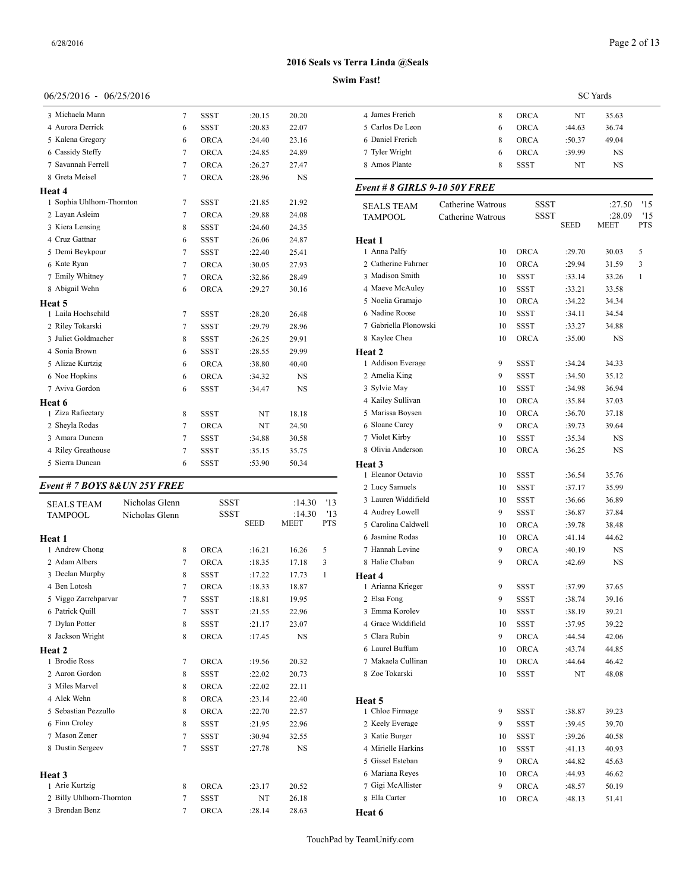## 2016 Seals vs Terra Linda @Seals

**Swim Fast!**

06/25/2016 - 06/25/2016 SC Yards

| | Name | Age | Team | Seed | Meet | Pts |
|---|---|---|---|---|---|---|
| 3 | Michaela Mann | 7 | SSST | :20.15 | 20.20 | |
| 4 | Aurora Derrick | 6 | SSST | :20.83 | 22.07 | |
| 5 | Kalena Gregory | 6 | ORCA | :24.40 | 23.16 | |
| 6 | Cassidy Steffy | 7 | ORCA | :24.85 | 24.89 | |
| 7 | Savannah Ferrell | 7 | ORCA | :26.27 | 27.47 | |
| 8 | Greta Meisel | 7 | ORCA | :28.96 | NS | |

**Heat 4**

| | Name | Age | Team | Seed | Meet | Pts |
|---|---|---|---|---|---|---|
| 1 | Sophia Uhlhorn-Thornton | 7 | SSST | :21.85 | 21.92 | |
| 2 | Layan Asleim | 7 | ORCA | :29.88 | 24.08 | |
| 3 | Kiera Lensing | 8 | SSST | :24.60 | 24.35 | |
| 4 | Cruz Gattnar | 6 | SSST | :26.06 | 24.87 | |
| 5 | Demi Beykpour | 7 | SSST | :22.40 | 25.41 | |
| 6 | Kate Ryan | 7 | ORCA | :30.05 | 27.93 | |
| 7 | Emily Whitney | 7 | ORCA | :32.86 | 28.49 | |
| 8 | Abigail Wehn | 6 | ORCA | :29.27 | 30.16 | |

**Heat 5**

| | Name | Age | Team | Seed | Meet | Pts |
|---|---|---|---|---|---|---|
| 1 | Laila Hochschild | 7 | SSST | :28.20 | 26.48 | |
| 2 | Riley Tokarski | 7 | SSST | :29.79 | 28.96 | |
| 3 | Juliet Goldmacher | 8 | SSST | :26.25 | 29.91 | |
| 4 | Sonia Brown | 6 | SSST | :28.55 | 29.99 | |
| 5 | Alizae Kurtzig | 6 | ORCA | :38.80 | 40.40 | |
| 6 | Noe Hopkins | 6 | ORCA | :34.32 | NS | |
| 7 | Aviva Gordon | 6 | SSST | :34.47 | NS | |

**Heat 6**

| | Name | Age | Team | Seed | Meet | Pts |
|---|---|---|---|---|---|---|
| 1 | Ziza Rafieetary | 8 | SSST | NT | 18.18 | |
| 2 | Sheyla Rodas | 7 | ORCA | NT | 24.50 | |
| 3 | Amara Duncan | 7 | SSST | :34.88 | 30.58 | |
| 4 | Riley Greathouse | 7 | SSST | :35.15 | 35.75 | |
| 5 | Sierra Duncan | 6 | SSST | :53.90 | 50.34 | |

### *Event # 7 BOYS 8&UN 25Y FREE*

| | | | | |
|---|---|---|---|---|
| SEALS TEAM | Nicholas Glenn | SSST | :14.30 | '13 |
| TAMPOOL | Nicholas Glenn | SSST | :14.30 | '13 |

**Heat 1**

| | Name | Age | Team | Seed | Meet | Pts |
|---|---|---|---|---|---|---|
| 1 | Andrew Chong | 8 | ORCA | :16.21 | 16.26 | 5 |
| 2 | Adam Albers | 7 | ORCA | :18.35 | 17.18 | 3 |
| 3 | Declan Murphy | 8 | SSST | :17.22 | 17.73 | 1 |
| 4 | Ben Lotosh | 7 | ORCA | :18.33 | 18.87 | |
| 5 | Viggo Zarrehparvar | 7 | SSST | :18.81 | 19.95 | |
| 6 | Patrick Quill | 7 | SSST | :21.55 | 22.96 | |
| 7 | Dylan Potter | 8 | SSST | :21.17 | 23.07 | |
| 8 | Jackson Wright | 8 | ORCA | :17.45 | NS | |

**Heat 2**

| | Name | Age | Team | Seed | Meet | Pts |
|---|---|---|---|---|---|---|
| 1 | Brodie Ross | 7 | ORCA | :19.56 | 20.32 | |
| 2 | Aaron Gordon | 8 | SSST | :22.02 | 20.73 | |
| 3 | Miles Marvel | 8 | ORCA | :22.02 | 22.11 | |
| 4 | Alek Wehn | 8 | ORCA | :23.14 | 22.40 | |
| 5 | Sebastian Pezzullo | 8 | ORCA | :22.70 | 22.57 | |
| 6 | Finn Croley | 8 | SSST | :21.95 | 22.96 | |
| 7 | Mason Zener | 7 | SSST | :30.94 | 32.55 | |
| 8 | Dustin Sergeev | 7 | SSST | :27.78 | NS | |

**Heat 3**

| | Name | Age | Team | Seed | Meet | Pts |
|---|---|---|---|---|---|---|
| 1 | Arie Kurtzig | 8 | ORCA | :23.17 | 20.52 | |
| 2 | Billy Uhlhorn-Thornton | 7 | SSST | NT | 26.18 | |
| 3 | Brendan Benz | 7 | ORCA | :28.14 | 28.63 | |
| 4 | James Frerich | 8 | ORCA | NT | 35.63 | |
| 5 | Carlos De Leon | 6 | ORCA | :44.63 | 36.74 | |
| 6 | Daniel Frerich | 8 | ORCA | :50.37 | 49.04 | |
| 7 | Tyler Wright | 6 | ORCA | :39.99 | NS | |
| 8 | Amos Plante | 8 | SSST | NT | NS | |

### *Event # 8 GIRLS 9-10 50Y FREE*

| | | | | |
|---|---|---|---|---|
| SEALS TEAM | Catherine Watrous | SSST | :27.50 | '15 |
| TAMPOOL | Catherine Watrous | SSST | :28.09 | '15 |

**Heat 1**

| | Name | Age | Team | Seed | Meet | Pts |
|---|---|---|---|---|---|---|
| 1 | Anna Palfy | 10 | ORCA | :29.70 | 30.03 | 5 |
| 2 | Catherine Fahrner | 10 | ORCA | :29.94 | 31.59 | 3 |
| 3 | Madison Smith | 10 | SSST | :33.14 | 33.26 | 1 |
| 4 | Maeve McAuley | 10 | SSST | :33.21 | 33.58 | |
| 5 | Noelia Gramajo | 10 | ORCA | :34.22 | 34.34 | |
| 6 | Nadine Roose | 10 | SSST | :34.11 | 34.54 | |
| 7 | Gabriella Plonowski | 10 | SSST | :33.27 | 34.88 | |
| 8 | Kaylee Cheu | 10 | ORCA | :35.00 | NS | |

**Heat 2**

| | Name | Age | Team | Seed | Meet | Pts |
|---|---|---|---|---|---|---|
| 1 | Addison Everage | 9 | SSST | :34.24 | 34.33 | |
| 2 | Amelia King | 9 | SSST | :34.50 | 35.12 | |
| 3 | Sylvie May | 10 | SSST | :34.98 | 36.94 | |
| 4 | Kailey Sullivan | 10 | ORCA | :35.84 | 37.03 | |
| 5 | Marissa Boysen | 10 | ORCA | :36.70 | 37.18 | |
| 6 | Sloane Carey | 9 | ORCA | :39.73 | 39.64 | |
| 7 | Violet Kirby | 10 | SSST | :35.34 | NS | |
| 8 | Olivia Anderson | 10 | ORCA | :36.25 | NS | |

**Heat 3**

| | Name | Age | Team | Seed | Meet | Pts |
|---|---|---|---|---|---|---|
| 1 | Eleanor Octavio | 10 | SSST | :36.54 | 35.76 | |
| 2 | Lucy Samuels | 10 | SSST | :37.17 | 35.99 | |
| 3 | Lauren Widdifield | 10 | SSST | :36.66 | 36.89 | |
| 4 | Audrey Lowell | 9 | SSST | :36.87 | 37.84 | |
| 5 | Carolina Caldwell | 10 | ORCA | :39.78 | 38.48 | |
| 6 | Jasmine Rodas | 10 | ORCA | :41.14 | 44.62 | |
| 7 | Hannah Levine | 9 | ORCA | :40.19 | NS | |
| 8 | Halie Chaban | 9 | ORCA | :42.69 | NS | |

**Heat 4**

| | Name | Age | Team | Seed | Meet | Pts |
|---|---|---|---|---|---|---|
| 1 | Arianna Krieger | 9 | SSST | :37.99 | 37.65 | |
| 2 | Elsa Fong | 9 | SSST | :38.74 | 39.16 | |
| 3 | Emma Korolev | 10 | SSST | :38.19 | 39.21 | |
| 4 | Grace Widdifield | 10 | SSST | :37.95 | 39.22 | |
| 5 | Clara Rubin | 9 | ORCA | :44.54 | 42.06 | |
| 6 | Laurel Buffum | 10 | ORCA | :43.74 | 44.85 | |
| 7 | Makaela Cullinan | 10 | ORCA | :44.64 | 46.42 | |
| 8 | Zoe Tokarski | 10 | SSST | NT | 48.08 | |

**Heat 5**

| | Name | Age | Team | Seed | Meet | Pts |
|---|---|---|---|---|---|---|
| 1 | Chloe Firmage | 9 | SSST | :38.87 | 39.23 | |
| 2 | Keely Everage | 9 | SSST | :39.45 | 39.70 | |
| 3 | Katie Burger | 10 | SSST | :39.26 | 40.58 | |
| 4 | Mirielle Harkins | 10 | SSST | :41.13 | 40.93 | |
| 5 | Gissel Esteban | 9 | ORCA | :44.82 | 45.63 | |
| 6 | Mariana Reyes | 10 | ORCA | :44.93 | 46.62 | |
| 7 | Gigi McAllister | 9 | ORCA | :48.57 | 50.19 | |
| 8 | Ella Carter | 10 | ORCA | :48.13 | 51.41 | |

**Heat 6**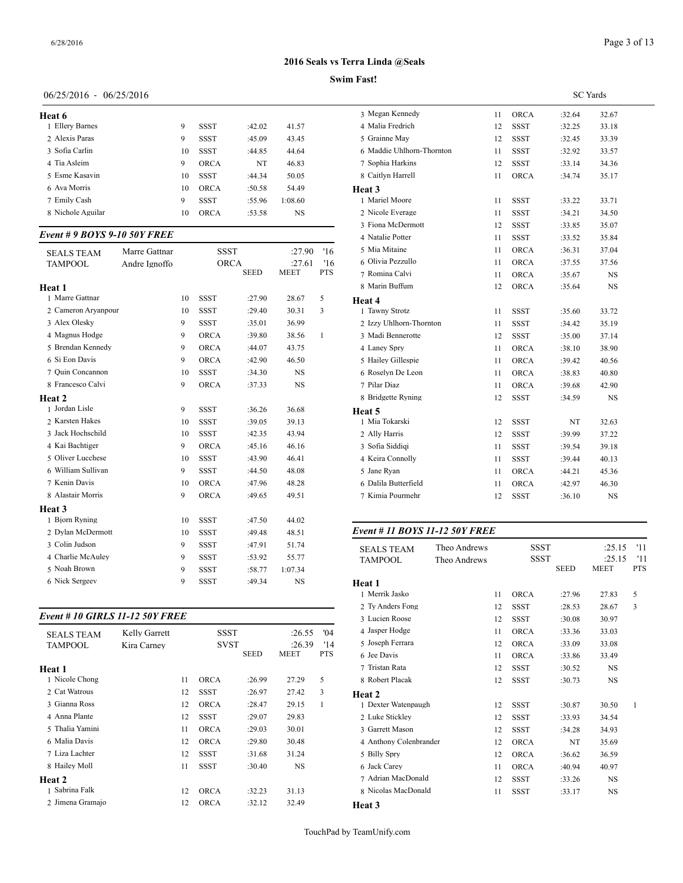## 2016 Seals vs Terra Linda @Seals

**Swim Fast!**

06/25/2016 - 06/25/2016 — SC Yards

**Heat 6**

| # | Name | Age | Team | Seed | Meet | PTS |
|---|---|---|---|---|---|---|
| 1 | Ellery Barnes | 9 | SSST | :42.02 | 41.57 | |
| 2 | Alexis Paras | 9 | SSST | :45.09 | 43.45 | |
| 3 | Sofia Carlin | 10 | SSST | :44.85 | 44.64 | |
| 4 | Tia Asleim | 9 | ORCA | NT | 46.83 | |
| 5 | Esme Kasavin | 10 | SSST | :44.34 | 50.05 | |
| 6 | Ava Morris | 10 | ORCA | :50.58 | 54.49 | |
| 7 | Emily Cash | 9 | SSST | :55.96 | 1:08.60 | |
| 8 | Nichole Aguilar | 10 | ORCA | :53.58 | NS | |

### *Event # 9 BOYS 9-10 50Y FREE*

| | | | | |
|---|---|---|---|---|
| SEALS TEAM | Marre Gattnar | SSST | :27.90 | '16 |
| TAMPOOL | Andre Ignoffo | ORCA | :27.61 | '16 |

| # | Name | Age | Team | SEED | MEET | PTS |
|---|---|---|---|---|---|---|
| **Heat 1** | | | | | | |
| 1 | Marre Gattnar | 10 | SSST | :27.90 | 28.67 | 5 |
| 2 | Cameron Aryanpour | 10 | SSST | :29.40 | 30.31 | 3 |
| 3 | Alex Olesky | 9 | SSST | :35.01 | 36.99 | |
| 4 | Magnus Hodge | 9 | ORCA | :39.80 | 38.56 | 1 |
| 5 | Brendan Kennedy | 9 | ORCA | :44.07 | 43.75 | |
| 6 | Si Eon Davis | 9 | ORCA | :42.90 | 46.50 | |
| 7 | Quin Concannon | 10 | SSST | :34.30 | NS | |
| 8 | Francesco Calvi | 9 | ORCA | :37.33 | NS | |
| **Heat 2** | | | | | | |
| 1 | Jordan Lisle | 9 | SSST | :36.26 | 36.68 | |
| 2 | Karsten Hakes | 10 | SSST | :39.05 | 39.13 | |
| 3 | Jack Hochschild | 10 | SSST | :42.35 | 43.94 | |
| 4 | Kai Bachtiger | 9 | ORCA | :45.16 | 46.16 | |
| 5 | Oliver Lucchese | 10 | SSST | :43.90 | 46.41 | |
| 6 | William Sullivan | 9 | SSST | :44.50 | 48.08 | |
| 7 | Kenin Davis | 10 | ORCA | :47.96 | 48.28 | |
| 8 | Alastair Morris | 9 | ORCA | :49.65 | 49.51 | |
| **Heat 3** | | | | | | |
| 1 | Bjorn Ryning | 10 | SSST | :47.50 | 44.02 | |
| 2 | Dylan McDermott | 10 | SSST | :49.48 | 48.51 | |
| 3 | Colin Judson | 9 | SSST | :47.91 | 51.74 | |
| 4 | Charlie McAuley | 9 | SSST | :53.92 | 55.77 | |
| 5 | Noah Brown | 9 | SSST | :58.77 | 1:07.34 | |
| 6 | Nick Sergeev | 9 | SSST | :49.34 | NS | |

### *Event # 10 GIRLS 11-12 50Y FREE*

| | | | | |
|---|---|---|---|---|
| SEALS TEAM | Kelly Garrett | SSST | :26.55 | '04 |
| TAMPOOL | Kira Carney | SVST | :26.39 | '14 |

| # | Name | Age | Team | SEED | MEET | PTS |
|---|---|---|---|---|---|---|
| **Heat 1** | | | | | | |
| 1 | Nicole Chong | 11 | ORCA | :26.99 | 27.29 | 5 |
| 2 | Cat Watrous | 12 | SSST | :26.97 | 27.42 | 3 |
| 3 | Gianna Ross | 12 | ORCA | :28.47 | 29.15 | 1 |
| 4 | Anna Plante | 12 | SSST | :29.07 | 29.83 | |
| 5 | Thalia Yamini | 11 | ORCA | :29.03 | 30.01 | |
| 6 | Malia Davis | 12 | ORCA | :29.80 | 30.48 | |
| 7 | Liza Lachter | 12 | SSST | :31.68 | 31.24 | |
| 8 | Hailey Moll | 11 | SSST | :30.40 | NS | |
| **Heat 2** | | | | | | |
| 1 | Sabrina Falk | 12 | ORCA | :32.23 | 31.13 | |
| 2 | Jimena Gramajo | 12 | ORCA | :32.12 | 32.49 | |
| 3 | Megan Kennedy | 11 | ORCA | :32.64 | 32.67 | |
| 4 | Malia Fredrich | 12 | SSST | :32.25 | 33.18 | |
| 5 | Grainne May | 12 | SSST | :32.45 | 33.39 | |
| 6 | Maddie Uhlhorn-Thornton | 11 | SSST | :32.92 | 33.57 | |
| 7 | Sophia Harkins | 12 | SSST | :33.14 | 34.36 | |
| 8 | Caitlyn Harrell | 11 | ORCA | :34.74 | 35.17 | |
| **Heat 3** | | | | | | |
| 1 | Mariel Moore | 11 | SSST | :33.22 | 33.71 | |
| 2 | Nicole Everage | 11 | SSST | :34.21 | 34.50 | |
| 3 | Fiona McDermott | 12 | SSST | :33.85 | 35.07 | |
| 4 | Natalie Potter | 11 | SSST | :33.52 | 35.84 | |
| 5 | Mia Mitaine | 11 | ORCA | :36.31 | 37.04 | |
| 6 | Olivia Pezzullo | 11 | ORCA | :37.55 | 37.56 | |
| 7 | Romina Calvi | 11 | ORCA | :35.67 | NS | |
| 8 | Marin Buffum | 12 | ORCA | :35.64 | NS | |
| **Heat 4** | | | | | | |
| 1 | Tawny Strotz | 11 | SSST | :35.60 | 33.72 | |
| 2 | Izzy Uhlhorn-Thornton | 11 | SSST | :34.42 | 35.19 | |
| 3 | Madi Bennerotte | 12 | SSST | :35.00 | 37.14 | |
| 4 | Laney Spry | 11 | ORCA | :38.10 | 38.90 | |
| 5 | Hailey Gillespie | 11 | ORCA | :39.42 | 40.56 | |
| 6 | Roselyn De Leon | 11 | ORCA | :38.83 | 40.80 | |
| 7 | Pilar Diaz | 11 | ORCA | :39.68 | 42.90 | |
| 8 | Bridgette Ryning | 12 | SSST | :34.59 | NS | |
| **Heat 5** | | | | | | |
| 1 | Mia Tokarski | 12 | SSST | NT | 32.63 | |
| 2 | Ally Harris | 12 | SSST | :39.99 | 37.22 | |
| 3 | Sofia Siddiqi | 11 | SSST | :39.54 | 39.18 | |
| 4 | Keira Connolly | 11 | SSST | :39.44 | 40.13 | |
| 5 | Jane Ryan | 11 | ORCA | :44.21 | 45.36 | |
| 6 | Dalila Butterfield | 11 | ORCA | :42.97 | 46.30 | |
| 7 | Kimia Pourmehr | 12 | SSST | :36.10 | NS | |

### *Event # 11 BOYS 11-12 50Y FREE*

| | | | | |
|---|---|---|---|---|
| SEALS TEAM | Theo Andrews | SSST | :25.15 | '11 |
| TAMPOOL | Theo Andrews | SSST | :25.15 | '11 |

| # | Name | Age | Team | SEED | MEET | PTS |
|---|---|---|---|---|---|---|
| **Heat 1** | | | | | | |
| 1 | Merrik Jasko | 11 | ORCA | :27.96 | 27.83 | 5 |
| 2 | Ty Anders Fong | 12 | SSST | :28.53 | 28.67 | 3 |
| 3 | Lucien Roose | 12 | SSST | :30.08 | 30.97 | |
| 4 | Jasper Hodge | 11 | ORCA | :33.36 | 33.03 | |
| 5 | Joseph Ferrara | 12 | ORCA | :33.09 | 33.08 | |
| 6 | Jee Davis | 11 | ORCA | :33.86 | 33.49 | |
| 7 | Tristan Rata | 12 | SSST | :30.52 | NS | |
| 8 | Robert Placak | 12 | SSST | :30.73 | NS | |
| **Heat 2** | | | | | | |
| 1 | Dexter Watenpaugh | 12 | SSST | :30.87 | 30.50 | 1 |
| 2 | Luke Stickley | 12 | SSST | :33.93 | 34.54 | |
| 3 | Garrett Mason | 12 | SSST | :34.28 | 34.93 | |
| 4 | Anthony Colenbrander | 12 | ORCA | NT | 35.69 | |
| 5 | Billy Spry | 12 | ORCA | :36.62 | 36.59 | |
| 6 | Jack Carey | 11 | ORCA | :40.94 | 40.97 | |
| 7 | Adrian MacDonald | 12 | SSST | :33.26 | NS | |
| 8 | Nicolas MacDonald | 11 | SSST | :33.17 | NS | |

**Heat 3**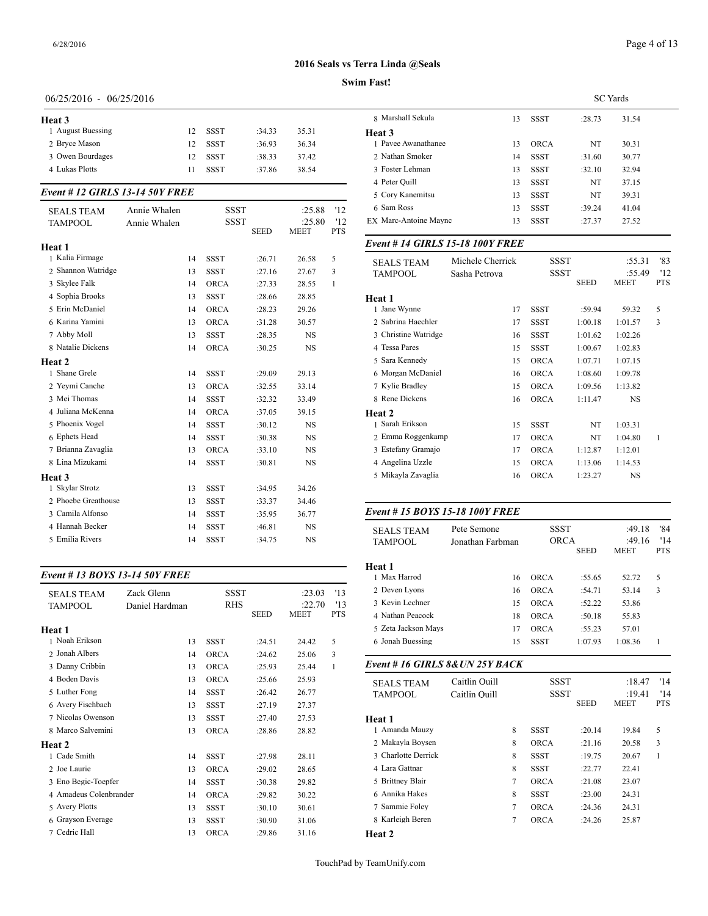## 2016 Seals vs Terra Linda @Seals

**Swim Fast!**

06/25/2016 - 06/25/2016 SC Yards

**Heat 3**

| | Name | Age | Team | Seed | Time | Pts |
|---|---|---|---|---|---|---|
| 1 | August Buessing | 12 | SSST | :34.33 | 35.31 | |
| 2 | Bryce Mason | 12 | SSST | :36.93 | 36.34 | |
| 3 | Owen Bourdages | 12 | SSST | :38.33 | 37.42 | |
| 4 | Lukas Plotts | 11 | SSST | :37.86 | 38.54 | |

### *Event # 12 GIRLS 13-14 50Y FREE*

| | | | | |
|---|---|---|---|---|
| SEALS TEAM | Annie Whalen | SSST | :25.88 | '12 |
| TAMPOOL | Annie Whalen | SSST | :25.80 | '12 |

| | Name | Age | Team | SEED | MEET | PTS |
|---|---|---|---|---|---|---|
| **Heat 1** | | | | | | |
| 1 | Kalia Firmage | 14 | SSST | :26.71 | 26.58 | 5 |
| 2 | Shannon Watridge | 13 | SSST | :27.16 | 27.67 | 3 |
| 3 | Skylee Falk | 14 | ORCA | :27.33 | 28.55 | 1 |
| 4 | Sophia Brooks | 13 | SSST | :28.66 | 28.85 | |
| 5 | Erin McDaniel | 14 | ORCA | :28.23 | 29.26 | |
| 6 | Karina Yamini | 13 | ORCA | :31.28 | 30.57 | |
| 7 | Abby Moll | 13 | SSST | :28.35 | NS | |
| 8 | Natalie Dickens | 14 | ORCA | :30.25 | NS | |
| **Heat 2** | | | | | | |
| 1 | Shane Grele | 14 | SSST | :29.09 | 29.13 | |
| 2 | Yeymi Canche | 13 | ORCA | :32.55 | 33.14 | |
| 3 | Mei Thomas | 14 | SSST | :32.32 | 33.49 | |
| 4 | Juliana McKenna | 14 | ORCA | :37.05 | 39.15 | |
| 5 | Phoenix Vogel | 14 | SSST | :30.12 | NS | |
| 6 | Ephets Head | 14 | SSST | :30.38 | NS | |
| 7 | Brianna Zavaglia | 13 | ORCA | :33.10 | NS | |
| 8 | Lina Mizukami | 14 | SSST | :30.81 | NS | |
| **Heat 3** | | | | | | |
| 1 | Skylar Strotz | 13 | SSST | :34.95 | 34.26 | |
| 2 | Phoebe Greathouse | 13 | SSST | :33.37 | 34.46 | |
| 3 | Camila Alfonso | 14 | SSST | :35.95 | 36.77 | |
| 4 | Hannah Becker | 14 | SSST | :46.81 | NS | |
| 5 | Emilia Rivers | 14 | SSST | :34.75 | NS | |

### *Event # 13 BOYS 13-14 50Y FREE*

| | | | | |
|---|---|---|---|---|
| SEALS TEAM | Zack Glenn | SSST | :23.03 | '13 |
| TAMPOOL | Daniel Hardman | RHS | :22.70 | '13 |

| | Name | Age | Team | SEED | MEET | PTS |
|---|---|---|---|---|---|---|
| **Heat 1** | | | | | | |
| 1 | Noah Erikson | 13 | SSST | :24.51 | 24.42 | 5 |
| 2 | Jonah Albers | 14 | ORCA | :24.62 | 25.06 | 3 |
| 3 | Danny Cribbin | 13 | ORCA | :25.93 | 25.44 | 1 |
| 4 | Boden Davis | 13 | ORCA | :25.66 | 25.93 | |
| 5 | Luther Fong | 14 | SSST | :26.42 | 26.77 | |
| 6 | Avery Fischbach | 13 | SSST | :27.19 | 27.37 | |
| 7 | Nicolas Owenson | 13 | SSST | :27.40 | 27.53 | |
| 8 | Marco Salvemini | 13 | ORCA | :28.86 | 28.82 | |
| **Heat 2** | | | | | | |
| 1 | Cade Smith | 14 | SSST | :27.98 | 28.11 | |
| 2 | Joe Laurie | 13 | ORCA | :29.02 | 28.65 | |
| 3 | Eno Begic-Toepfer | 14 | SSST | :30.38 | 29.82 | |
| 4 | Amadeus Colenbrander | 14 | ORCA | :29.82 | 30.22 | |
| 5 | Avery Plotts | 13 | SSST | :30.10 | 30.61 | |
| 6 | Grayson Everage | 13 | SSST | :30.90 | 31.06 | |
| 7 | Cedric Hall | 13 | ORCA | :29.86 | 31.16 | |
| 8 | Marshall Sekula | 13 | SSST | :28.73 | 31.54 | |
| **Heat 3** | | | | | | |
| 1 | Pavee Awanathanee | 13 | ORCA | NT | 30.31 | |
| 2 | Nathan Smoker | 14 | SSST | :31.60 | 30.77 | |
| 3 | Foster Lehman | 13 | SSST | :32.10 | 32.94 | |
| 4 | Peter Quill | 13 | SSST | NT | 37.15 | |
| 5 | Cory Kanemitsu | 13 | SSST | NT | 39.31 | |
| 6 | Sam Ross | 13 | SSST | :39.24 | 41.04 | |
| EX | Marc-Antoine Maync | 13 | SSST | :27.37 | 27.52 | |

### *Event # 14 GIRLS 15-18 100Y FREE*

| | | | | |
|---|---|---|---|---|
| SEALS TEAM | Michele Cherrick | SSST | :55.31 | '83 |
| TAMPOOL | Sasha Petrova | SSST | :55.49 | '12 |

| | Name | Age | Team | SEED | MEET | PTS |
|---|---|---|---|---|---|---|
| **Heat 1** | | | | | | |
| 1 | Jane Wynne | 17 | SSST | :59.94 | 59.32 | 5 |
| 2 | Sabrina Haechler | 17 | SSST | 1:00.18 | 1:01.57 | 3 |
| 3 | Christine Watridge | 16 | SSST | 1:01.62 | 1:02.26 | |
| 4 | Tessa Pares | 15 | SSST | 1:00.67 | 1:02.83 | |
| 5 | Sara Kennedy | 15 | ORCA | 1:07.71 | 1:07.15 | |
| 6 | Morgan McDaniel | 16 | ORCA | 1:08.60 | 1:09.78 | |
| 7 | Kylie Bradley | 15 | ORCA | 1:09.56 | 1:13.82 | |
| 8 | Rene Dickens | 16 | ORCA | 1:11.47 | NS | |
| **Heat 2** | | | | | | |
| 1 | Sarah Erikson | 15 | SSST | NT | 1:03.31 | |
| 2 | Emma Roggenkamp | 17 | ORCA | NT | 1:04.80 | 1 |
| 3 | Estefany Gramajo | 17 | ORCA | 1:12.87 | 1:12.01 | |
| 4 | Angelina Uzzle | 15 | ORCA | 1:13.06 | 1:14.53 | |
| 5 | Mikayla Zavaglia | 16 | ORCA | 1:23.27 | NS | |

### *Event # 15 BOYS 15-18 100Y FREE*

| | | | | |
|---|---|---|---|---|
| SEALS TEAM | Pete Semone | SSST | :49.18 | '84 |
| TAMPOOL | Jonathan Farbman | ORCA | :49.16 | '14 |

| | Name | Age | Team | SEED | MEET | PTS |
|---|---|---|---|---|---|---|
| **Heat 1** | | | | | | |
| 1 | Max Harrod | 16 | ORCA | :55.65 | 52.72 | 5 |
| 2 | Deven Lyons | 16 | ORCA | :54.71 | 53.14 | 3 |
| 3 | Kevin Lechner | 15 | ORCA | :52.22 | 53.86 | |
| 4 | Nathan Peacock | 18 | ORCA | :50.18 | 55.83 | |
| 5 | Zeta Jackson Mays | 17 | ORCA | :55.23 | 57.01 | |
| 6 | Jonah Buessing | 15 | SSST | 1:07.93 | 1:08.36 | 1 |

### *Event # 16 GIRLS 8&UN 25Y BACK*

| | | | | |
|---|---|---|---|---|
| SEALS TEAM | Caitlin Quill | SSST | :18.47 | '14 |
| TAMPOOL | Caitlin Quill | SSST | :19.41 | '14 |

| | Name | Age | Team | SEED | MEET | PTS |
|---|---|---|---|---|---|---|
| **Heat 1** | | | | | | |
| 1 | Amanda Mauzy | 8 | SSST | :20.14 | 19.84 | 5 |
| 2 | Makayla Boysen | 8 | ORCA | :21.16 | 20.58 | 3 |
| 3 | Charlotte Derrick | 8 | SSST | :19.75 | 20.67 | 1 |
| 4 | Lara Gattnar | 8 | SSST | :22.77 | 22.41 | |
| 5 | Brittney Blair | 7 | ORCA | :21.08 | 23.07 | |
| 6 | Annika Hakes | 8 | SSST | :23.00 | 24.31 | |
| 7 | Sammie Foley | 7 | ORCA | :24.36 | 24.31 | |
| 8 | Karleigh Beren | 7 | ORCA | :24.26 | 25.87 | |

**Heat 2**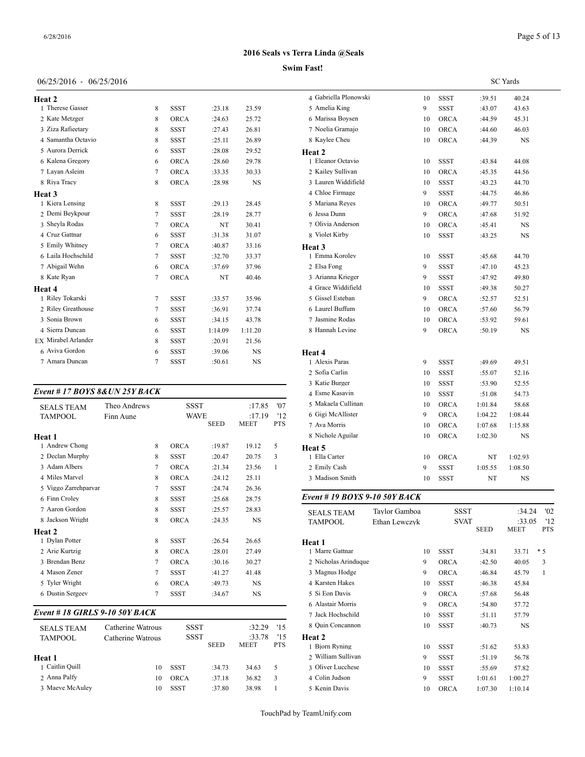# 2016 Seals vs Terra Linda @Seals

**Swim Fast!**

06/25/2016 - 06/25/2016 SC Yards

**Heat 2**

| # | Name | Age | Team | Seed | Meet |
|---|---|---|---|---|---|
| 1 | Therese Gasser | 8 | SSST | :23.18 | 23.59 |
| 2 | Kate Metzger | 8 | ORCA | :24.63 | 25.72 |
| 3 | Ziza Rafieetary | 8 | SSST | :27.43 | 26.81 |
| 4 | Samantha Octavio | 8 | SSST | :25.11 | 26.89 |
| 5 | Aurora Derrick | 6 | SSST | :28.08 | 29.52 |
| 6 | Kalena Gregory | 6 | ORCA | :28.60 | 29.78 |
| 7 | Layan Asleim | 7 | ORCA | :33.35 | 30.33 |
| 8 | Riya Tracy | 8 | ORCA | :28.98 | NS |

**Heat 3**

| # | Name | Age | Team | Seed | Meet |
|---|---|---|---|---|---|
| 1 | Kiera Lensing | 8 | SSST | :29.13 | 28.45 |
| 2 | Demi Beykpour | 7 | SSST | :28.19 | 28.77 |
| 3 | Sheyla Rodas | 7 | ORCA | NT | 30.41 |
| 4 | Cruz Gattnar | 6 | SSST | :31.38 | 31.07 |
| 5 | Emily Whitney | 7 | ORCA | :40.87 | 33.16 |
| 6 | Laila Hochschild | 7 | SSST | :32.70 | 33.37 |
| 7 | Abigail Wehn | 6 | ORCA | :37.69 | 37.96 |
| 8 | Kate Ryan | 7 | ORCA | NT | 40.46 |

**Heat 4**

| # | Name | Age | Team | Seed | Meet |
|---|---|---|---|---|---|
| 1 | Riley Tokarski | 7 | SSST | :33.57 | 35.96 |
| 2 | Riley Greathouse | 7 | SSST | :36.91 | 37.74 |
| 3 | Sonia Brown | 6 | SSST | :34.15 | 43.78 |
| 4 | Sierra Duncan | 6 | SSST | 1:14.09 | 1:11.20 |
| EX | Mirabel Arlander | 8 | SSST | :20.91 | 21.56 |
| 6 | Aviva Gordon | 6 | SSST | :39.06 | NS |
| 7 | Amara Duncan | 7 | SSST | :50.61 | NS |

## Event # 17 BOYS 8&UN 25Y BACK

| | | | | |
|---|---|---|---|---|
| SEALS TEAM | Theo Andrews | SSST | :17.85 | '07 |
| TAMPOOL | Finn Aune | WAVE | :17.19 | '12 |

**Heat 1**

| # | Name | Age | Team | Seed | Meet | Pts |
|---|---|---|---|---|---|---|
| 1 | Andrew Chong | 8 | ORCA | :19.87 | 19.12 | 5 |
| 2 | Declan Murphy | 8 | SSST | :20.47 | 20.75 | 3 |
| 3 | Adam Albers | 7 | ORCA | :21.34 | 23.56 | 1 |
| 4 | Miles Marvel | 8 | ORCA | :24.12 | 25.11 | |
| 5 | Viggo Zarrehparvar | 7 | SSST | :24.74 | 26.36 | |
| 6 | Finn Croley | 8 | SSST | :25.68 | 28.75 | |
| 7 | Aaron Gordon | 8 | SSST | :25.57 | 28.83 | |
| 8 | Jackson Wright | 8 | ORCA | :24.35 | NS | |

**Heat 2**

| # | Name | Age | Team | Seed | Meet | Pts |
|---|---|---|---|---|---|---|
| 1 | Dylan Potter | 8 | SSST | :26.54 | 26.65 | |
| 2 | Arie Kurtzig | 8 | ORCA | :28.01 | 27.49 | |
| 3 | Brendan Benz | 7 | ORCA | :30.16 | 30.27 | |
| 4 | Mason Zener | 7 | SSST | :41.27 | 41.48 | |
| 5 | Tyler Wright | 6 | ORCA | :49.73 | NS | |
| 6 | Dustin Sergeev | 7 | SSST | :34.67 | NS | |

## Event # 18 GIRLS 9-10 50Y BACK

| | | | | |
|---|---|---|---|---|
| SEALS TEAM | Catherine Watrous | SSST | :32.29 | '15 |
| TAMPOOL | Catherine Watrous | SSST | :33.78 | '15 |

**Heat 1**

| # | Name | Age | Team | Seed | Meet | Pts |
|---|---|---|---|---|---|---|
| 1 | Caitlin Quill | 10 | SSST | :34.73 | 34.63 | 5 |
| 2 | Anna Palfy | 10 | ORCA | :37.18 | 36.82 | 3 |
| 3 | Maeve McAuley | 10 | SSST | :37.80 | 38.98 | 1 |
| 4 | Gabriella Plonowski | 10 | SSST | :39.51 | 40.24 | |
| 5 | Amelia King | 9 | SSST | :43.07 | 43.63 | |
| 6 | Marissa Boysen | 10 | ORCA | :44.59 | 45.31 | |
| 7 | Noelia Gramajo | 10 | ORCA | :44.60 | 46.03 | |
| 8 | Kaylee Cheu | 10 | ORCA | :44.39 | NS | |

**Heat 2**

| # | Name | Age | Team | Seed | Meet |
|---|---|---|---|---|---|
| 1 | Eleanor Octavio | 10 | SSST | :43.84 | 44.08 |
| 2 | Kailey Sullivan | 10 | ORCA | :45.35 | 44.56 |
| 3 | Lauren Widdifield | 10 | SSST | :43.23 | 44.70 |
| 4 | Chloe Firmage | 9 | SSST | :44.75 | 46.86 |
| 5 | Mariana Reyes | 10 | ORCA | :49.77 | 50.51 |
| 6 | Jessa Dunn | 9 | ORCA | :47.68 | 51.92 |
| 7 | Olivia Anderson | 10 | ORCA | :45.41 | NS |
| 8 | Violet Kirby | 10 | SSST | :43.25 | NS |

**Heat 3**

| # | Name | Age | Team | Seed | Meet |
|---|---|---|---|---|---|
| 1 | Emma Korolev | 10 | SSST | :45.68 | 44.70 |
| 2 | Elsa Fong | 9 | SSST | :47.10 | 45.23 |
| 3 | Arianna Krieger | 9 | SSST | :47.92 | 49.80 |
| 4 | Grace Widdifield | 10 | SSST | :49.38 | 50.27 |
| 5 | Gissel Esteban | 9 | ORCA | :52.57 | 52.51 |
| 6 | Laurel Buffum | 10 | ORCA | :57.60 | 56.79 |
| 7 | Jasmine Rodas | 10 | ORCA | :53.92 | 59.61 |
| 8 | Hannah Levine | 9 | ORCA | :50.19 | NS |

**Heat 4**

| # | Name | Age | Team | Seed | Meet |
|---|---|---|---|---|---|
| 1 | Alexis Paras | 9 | SSST | :49.69 | 49.51 |
| 2 | Sofia Carlin | 10 | SSST | :55.07 | 52.16 |
| 3 | Katie Burger | 10 | SSST | :53.90 | 52.55 |
| 4 | Esme Kasavin | 10 | SSST | :51.08 | 54.73 |
| 5 | Makaela Cullinan | 10 | ORCA | 1:01.84 | 58.68 |
| 6 | Gigi McAllister | 9 | ORCA | 1:04.22 | 1:08.44 |
| 7 | Ava Morris | 10 | ORCA | 1:07.68 | 1:15.88 |
| 8 | Nichole Aguilar | 10 | ORCA | 1:02.30 | NS |

**Heat 5**

| # | Name | Age | Team | Seed | Meet |
|---|---|---|---|---|---|
| 1 | Ella Carter | 10 | ORCA | NT | 1:02.93 |
| 2 | Emily Cash | 9 | SSST | 1:05.55 | 1:08.50 |
| 3 | Madison Smith | 10 | SSST | NT | NS |

## Event # 19 BOYS 9-10 50Y BACK

| | | | | |
|---|---|---|---|---|
| SEALS TEAM | Taylor Gamboa | SSST | :34.24 | '02 |
| TAMPOOL | Ethan Lewczyk | SVAT | :33.05 | '12 |

**Heat 1**

| # | Name | Age | Team | Seed | Meet | Pts |
|---|---|---|---|---|---|---|
| 1 | Marre Gattnar | 10 | SSST | :34.81 | 33.71 | * 5 |
| 2 | Nicholas Arinduque | 9 | ORCA | :42.50 | 40.05 | 3 |
| 3 | Magnus Hodge | 9 | ORCA | :46.84 | 45.79 | 1 |
| 4 | Karsten Hakes | 10 | SSST | :46.38 | 45.84 | |
| 5 | Si Eon Davis | 9 | ORCA | :57.68 | 56.48 | |
| 6 | Alastair Morris | 9 | ORCA | :54.80 | 57.72 | |
| 7 | Jack Hochschild | 10 | SSST | :51.11 | 57.79 | |
| 8 | Quin Concannon | 10 | SSST | :40.73 | NS | |

**Heat 2**

| # | Name | Age | Team | Seed | Meet |
|---|---|---|---|---|---|
| 1 | Bjorn Ryning | 10 | SSST | :51.62 | 53.83 |
| 2 | William Sullivan | 9 | SSST | :51.19 | 56.78 |
| 3 | Oliver Lucchese | 10 | SSST | :55.69 | 57.82 |
| 4 | Colin Judson | 9 | SSST | 1:01.61 | 1:00.27 |
| 5 | Kenin Davis | 10 | ORCA | 1:07.30 | 1:10.14 |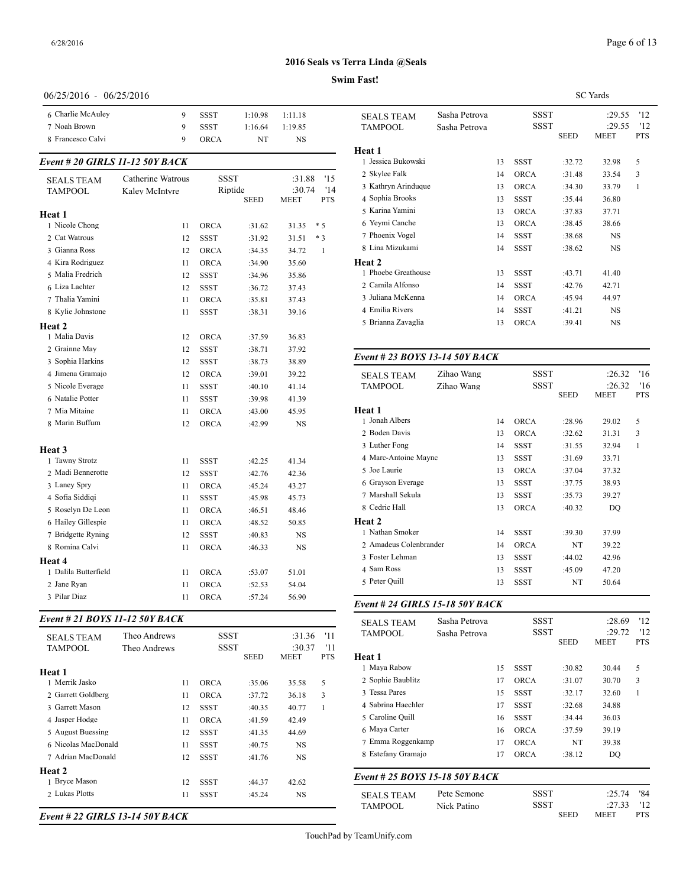## 2016 Seals vs Terra Linda @Seals

**Swim Fast!**

06/25/2016 - 06/25/2016 SC Yards

| | Name | Age | Team | Seed | Meet | Pts |
|---|---|---|---|---|---|---|
| 6 | Charlie McAuley | 9 | SSST | 1:10.98 | 1:11.18 | |
| 7 | Noah Brown | 9 | SSST | 1:16.64 | 1:19.85 | |
| 8 | Francesco Calvi | 9 | ORCA | NT | NS | |

### Event # 20 GIRLS 11-12 50Y BACK

| | | | | | |
|---|---|---|---|---|---|
| SEALS TEAM | Catherine Watrous | SSST | | :31.88 | '15 |
| TAMPOOL | Kaley McIntyre | Riptide | | :30.74 | '14 |

| | Name | Age | Team | SEED | MEET | PTS |
|---|---|---|---|---|---|---|
| **Heat 1** | | | | | | |
| 1 | Nicole Chong | 11 | ORCA | :31.62 | 31.35 | * 5 |
| 2 | Cat Watrous | 12 | SSST | :31.92 | 31.51 | * 3 |
| 3 | Gianna Ross | 12 | ORCA | :34.35 | 34.72 | 1 |
| 4 | Kira Rodriguez | 11 | ORCA | :34.90 | 35.60 | |
| 5 | Malia Fredrich | 12 | SSST | :34.96 | 35.86 | |
| 6 | Liza Lachter | 12 | SSST | :36.72 | 37.43 | |
| 7 | Thalia Yamini | 11 | ORCA | :35.81 | 37.43 | |
| 8 | Kylie Johnstone | 11 | SSST | :38.31 | 39.16 | |
| **Heat 2** | | | | | | |
| 1 | Malia Davis | 12 | ORCA | :37.59 | 36.83 | |
| 2 | Grainne May | 12 | SSST | :38.71 | 37.92 | |
| 3 | Sophia Harkins | 12 | SSST | :38.73 | 38.89 | |
| 4 | Jimena Gramajo | 12 | ORCA | :39.01 | 39.22 | |
| 5 | Nicole Everage | 11 | SSST | :40.10 | 41.14 | |
| 6 | Natalie Potter | 11 | SSST | :39.98 | 41.39 | |
| 7 | Mia Mitaine | 11 | ORCA | :43.00 | 45.95 | |
| 8 | Marin Buffum | 12 | ORCA | :42.99 | NS | |
| **Heat 3** | | | | | | |
| 1 | Tawny Strotz | 11 | SSST | :42.25 | 41.34 | |
| 2 | Madi Bennerotte | 12 | SSST | :42.76 | 42.36 | |
| 3 | Laney Spry | 11 | ORCA | :45.24 | 43.27 | |
| 4 | Sofia Siddiqi | 11 | SSST | :45.98 | 45.73 | |
| 5 | Roselyn De Leon | 11 | ORCA | :46.51 | 48.46 | |
| 6 | Hailey Gillespie | 11 | ORCA | :48.52 | 50.85 | |
| 7 | Bridgette Ryning | 12 | SSST | :40.83 | NS | |
| 8 | Romina Calvi | 11 | ORCA | :46.33 | NS | |
| **Heat 4** | | | | | | |
| 1 | Dalila Butterfield | 11 | ORCA | :53.07 | 51.01 | |
| 2 | Jane Ryan | 11 | ORCA | :52.53 | 54.04 | |
| 3 | Pilar Diaz | 11 | ORCA | :57.24 | 56.90 | |

### Event # 21 BOYS 11-12 50Y BACK

| | | | | | |
|---|---|---|---|---|---|
| SEALS TEAM | Theo Andrews | SSST | | :31.36 | '11 |
| TAMPOOL | Theo Andrews | SSST | | :30.37 | '11 |

| | Name | Age | Team | SEED | MEET | PTS |
|---|---|---|---|---|---|---|
| **Heat 1** | | | | | | |
| 1 | Merrik Jasko | 11 | ORCA | :35.06 | 35.58 | 5 |
| 2 | Garrett Goldberg | 11 | ORCA | :37.72 | 36.18 | 3 |
| 3 | Garrett Mason | 12 | SSST | :40.35 | 40.77 | 1 |
| 4 | Jasper Hodge | 11 | ORCA | :41.59 | 42.49 | |
| 5 | August Buessing | 12 | SSST | :41.35 | 44.69 | |
| 6 | Nicolas MacDonald | 11 | SSST | :40.75 | NS | |
| 7 | Adrian MacDonald | 12 | SSST | :41.76 | NS | |
| **Heat 2** | | | | | | |
| 1 | Bryce Mason | 12 | SSST | :44.37 | 42.62 | |
| 2 | Lukas Plotts | 11 | SSST | :45.24 | NS | |

### Event # 22 GIRLS 13-14 50Y BACK

| | | | | | |
|---|---|---|---|---|---|
| SEALS TEAM | Sasha Petrova | SSST | | :29.55 | '12 |
| TAMPOOL | Sasha Petrova | SSST | | :29.55 | '12 |

| | Name | Age | Team | SEED | MEET | PTS |
|---|---|---|---|---|---|---|
| **Heat 1** | | | | | | |
| 1 | Jessica Bukowski | 13 | SSST | :32.72 | 32.98 | 5 |
| 2 | Skylee Falk | 14 | ORCA | :31.48 | 33.54 | 3 |
| 3 | Kathryn Arinduque | 13 | ORCA | :34.30 | 33.79 | 1 |
| 4 | Sophia Brooks | 13 | SSST | :35.44 | 36.80 | |
| 5 | Karina Yamini | 13 | ORCA | :37.83 | 37.71 | |
| 6 | Yeymi Canche | 13 | ORCA | :38.45 | 38.66 | |
| 7 | Phoenix Vogel | 14 | SSST | :38.68 | NS | |
| 8 | Lina Mizukami | 14 | SSST | :38.62 | NS | |
| **Heat 2** | | | | | | |
| 1 | Phoebe Greathouse | 13 | SSST | :43.71 | 41.40 | |
| 2 | Camila Alfonso | 14 | SSST | :42.76 | 42.71 | |
| 3 | Juliana McKenna | 14 | ORCA | :45.94 | 44.97 | |
| 4 | Emilia Rivers | 14 | SSST | :41.21 | NS | |
| 5 | Brianna Zavaglia | 13 | ORCA | :39.41 | NS | |

### Event # 23 BOYS 13-14 50Y BACK

| | | | | | |
|---|---|---|---|---|---|
| SEALS TEAM | Zihao Wang | SSST | | :26.32 | '16 |
| TAMPOOL | Zihao Wang | SSST | | :26.32 | '16 |

| | Name | Age | Team | SEED | MEET | PTS |
|---|---|---|---|---|---|---|
| **Heat 1** | | | | | | |
| 1 | Jonah Albers | 14 | ORCA | :28.96 | 29.02 | 5 |
| 2 | Boden Davis | 13 | ORCA | :32.62 | 31.31 | 3 |
| 3 | Luther Fong | 14 | SSST | :31.55 | 32.94 | 1 |
| 4 | Marc-Antoine Mayne | 13 | SSST | :31.69 | 33.71 | |
| 5 | Joe Laurie | 13 | ORCA | :37.04 | 37.32 | |
| 6 | Grayson Everage | 13 | SSST | :37.75 | 38.93 | |
| 7 | Marshall Sekula | 13 | SSST | :35.73 | 39.27 | |
| 8 | Cedric Hall | 13 | ORCA | :40.32 | DQ | |
| **Heat 2** | | | | | | |
| 1 | Nathan Smoker | 14 | SSST | :39.30 | 37.99 | |
| 2 | Amadeus Colenbrander | 14 | ORCA | NT | 39.22 | |
| 3 | Foster Lehman | 13 | SSST | :44.02 | 42.96 | |
| 4 | Sam Ross | 13 | SSST | :45.09 | 47.20 | |
| 5 | Peter Quill | 13 | SSST | NT | 50.64 | |

### Event # 24 GIRLS 15-18 50Y BACK

| | | | | | |
|---|---|---|---|---|---|
| SEALS TEAM | Sasha Petrova | SSST | | :28.69 | '12 |
| TAMPOOL | Sasha Petrova | SSST | | :29.72 | '12 |

| | Name | Age | Team | SEED | MEET | PTS |
|---|---|---|---|---|---|---|
| **Heat 1** | | | | | | |
| 1 | Maya Rabow | 15 | SSST | :30.82 | 30.44 | 5 |
| 2 | Sophie Baublitz | 17 | ORCA | :31.07 | 30.70 | 3 |
| 3 | Tessa Pares | 15 | SSST | :32.17 | 32.60 | 1 |
| 4 | Sabrina Haechler | 17 | SSST | :32.68 | 34.88 | |
| 5 | Caroline Quill | 16 | SSST | :34.44 | 36.03 | |
| 6 | Maya Carter | 16 | ORCA | :37.59 | 39.19 | |
| 7 | Emma Roggenkamp | 17 | ORCA | NT | 39.38 | |
| 8 | Estefany Gramajo | 17 | ORCA | :38.12 | DQ | |

### Event # 25 BOYS 15-18 50Y BACK

| | | | | | |
|---|---|---|---|---|---|
| SEALS TEAM | Pete Semone | SSST | | :25.74 | '84 |
| TAMPOOL | Nick Patino | SSST | | :27.33 | '12 |
| | | | SEED | MEET | PTS |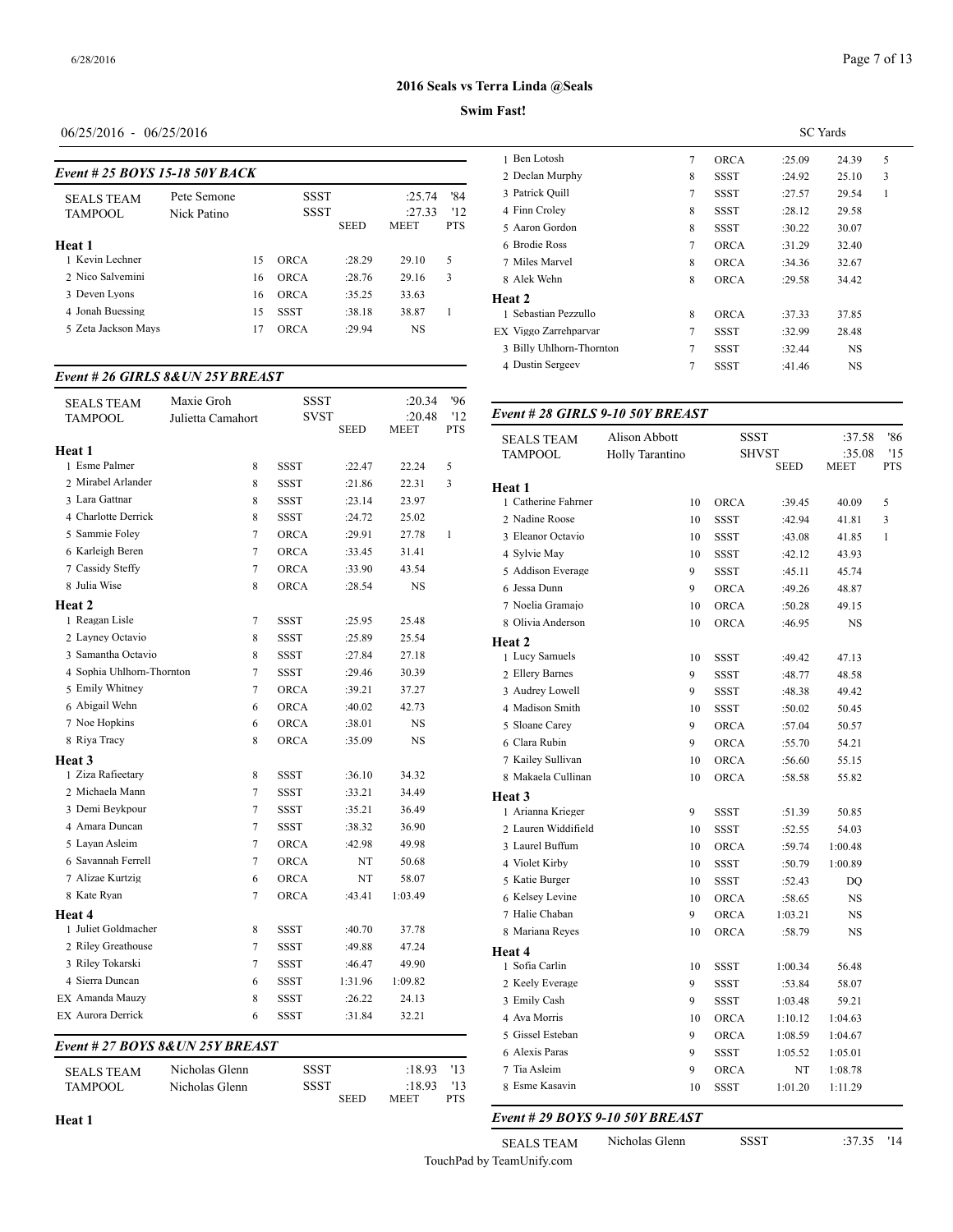## 2016 Seals vs Terra Linda @Seals

**Swim Fast!**

06/25/2016 - 06/25/2016

SC Yards

### Event # 25 BOYS 15-18 50Y BACK

| | | | | | SEED | MEET | PTS |
|---|---|---|---|---|---|---|---|
| SEALS TEAM | Pete Semone | | SSST | | | :25.74 | '84 |
| TAMPOOL | Nick Patino | | SSST | | | :27.33 | '12 |
| **Heat 1** | | | | | | | |
| 1 Kevin Lechner | | 15 | ORCA | | :28.29 | 29.10 | 5 |
| 2 Nico Salvemini | | 16 | ORCA | | :28.76 | 29.16 | 3 |
| 3 Deven Lyons | | 16 | ORCA | | :35.25 | 33.63 | |
| 4 Jonah Buessing | | 15 | SSST | | :38.18 | 38.87 | 1 |
| 5 Zeta Jackson Mays | | 17 | ORCA | | :29.94 | NS | |

### Event # 26 GIRLS 8&UN 25Y BREAST

| | | | | SEED | MEET | PTS |
|---|---|---|---|---|---|---|
| SEALS TEAM | Maxie Groh | | SSST | | :20.34 | '96 |
| TAMPOOL | Julietta Camahort | | SVST | | :20.48 | '12 |
| **Heat 1** | | | | | | |
| 1 Esme Palmer | | 8 | SSST | :22.47 | 22.24 | 5 |
| 2 Mirabel Arlander | | 8 | SSST | :21.86 | 22.31 | 3 |
| 3 Lara Gattnar | | 8 | SSST | :23.14 | 23.97 | |
| 4 Charlotte Derrick | | 8 | SSST | :24.72 | 25.02 | |
| 5 Sammie Foley | | 7 | ORCA | :29.91 | 27.78 | 1 |
| 6 Karleigh Beren | | 7 | ORCA | :33.45 | 31.41 | |
| 7 Cassidy Steffy | | 7 | ORCA | :33.90 | 43.54 | |
| 8 Julia Wise | | 8 | ORCA | :28.54 | NS | |
| **Heat 2** | | | | | | |
| 1 Reagan Lisle | | 7 | SSST | :25.95 | 25.48 | |
| 2 Layney Octavio | | 8 | SSST | :25.89 | 25.54 | |
| 3 Samantha Octavio | | 8 | SSST | :27.84 | 27.18 | |
| 4 Sophia Uhlhorn-Thornton | | 7 | SSST | :29.46 | 30.39 | |
| 5 Emily Whitney | | 7 | ORCA | :39.21 | 37.27 | |
| 6 Abigail Wehn | | 6 | ORCA | :40.02 | 42.73 | |
| 7 Noe Hopkins | | 6 | ORCA | :38.01 | NS | |
| 8 Riya Tracy | | 8 | ORCA | :35.09 | NS | |
| **Heat 3** | | | | | | |
| 1 Ziza Rafieetary | | 8 | SSST | :36.10 | 34.32 | |
| 2 Michaela Mann | | 7 | SSST | :33.21 | 34.49 | |
| 3 Demi Beykpour | | 7 | SSST | :35.21 | 36.49 | |
| 4 Amara Duncan | | 7 | SSST | :38.32 | 36.90 | |
| 5 Layan Asleim | | 7 | ORCA | :42.98 | 49.98 | |
| 6 Savannah Ferrell | | 7 | ORCA | NT | 50.68 | |
| 7 Alizae Kurtzig | | 6 | ORCA | NT | 58.07 | |
| 8 Kate Ryan | | 7 | ORCA | :43.41 | 1:03.49 | |
| **Heat 4** | | | | | | |
| 1 Juliet Goldmacher | | 8 | SSST | :40.70 | 37.78 | |
| 2 Riley Greathouse | | 7 | SSST | :49.88 | 47.24 | |
| 3 Riley Tokarski | | 7 | SSST | :46.47 | 49.90 | |
| 4 Sierra Duncan | | 6 | SSST | 1:31.96 | 1:09.82 | |
| EX Amanda Mauzy | | 8 | SSST | :26.22 | 24.13 | |
| EX Aurora Derrick | | 6 | SSST | :31.84 | 32.21 | |

### Event # 27 BOYS 8&UN 25Y BREAST

| | | | | SEED | MEET | PTS |
|---|---|---|---|---|---|---|
| SEALS TEAM | Nicholas Glenn | | SSST | | :18.93 | '13 |
| TAMPOOL | Nicholas Glenn | | SSST | | :18.93 | '13 |
| **Heat 1** | | | | | | |
| 1 Ben Lotosh | | 7 | ORCA | :25.09 | 24.39 | 5 |
| 2 Declan Murphy | | 8 | SSST | :24.92 | 25.10 | 3 |
| 3 Patrick Quill | | 7 | SSST | :27.57 | 29.54 | 1 |
| 4 Finn Croley | | 8 | SSST | :28.12 | 29.58 | |
| 5 Aaron Gordon | | 8 | SSST | :30.22 | 30.07 | |
| 6 Brodie Ross | | 7 | ORCA | :31.29 | 32.40 | |
| 7 Miles Marvel | | 8 | ORCA | :34.36 | 32.67 | |
| 8 Alek Wehn | | 8 | ORCA | :29.58 | 34.42 | |
| **Heat 2** | | | | | | |
| 1 Sebastian Pezzullo | | 8 | ORCA | :37.33 | 37.85 | |
| EX Viggo Zarrehparvar | | 7 | SSST | :32.99 | 28.48 | |
| 3 Billy Uhlhorn-Thornton | | 7 | SSST | :32.44 | NS | |
| 4 Dustin Sergeev | | 7 | SSST | :41.46 | NS | |

### Event # 28 GIRLS 9-10 50Y BREAST

| | | | | SEED | MEET | PTS |
|---|---|---|---|---|---|---|
| SEALS TEAM | Alison Abbott | | SSST | | :37.58 | '86 |
| TAMPOOL | Holly Tarantino | | SHVST | | :35.08 | '15 |
| **Heat 1** | | | | | | |
| 1 Catherine Fahrner | | 10 | ORCA | :39.45 | 40.09 | 5 |
| 2 Nadine Roose | | 10 | SSST | :42.94 | 41.81 | 3 |
| 3 Eleanor Octavio | | 10 | SSST | :43.08 | 41.85 | 1 |
| 4 Sylvie May | | 10 | SSST | :42.12 | 43.93 | |
| 5 Addison Everage | | 9 | SSST | :45.11 | 45.74 | |
| 6 Jessa Dunn | | 9 | ORCA | :49.26 | 48.87 | |
| 7 Noelia Gramajo | | 10 | ORCA | :50.28 | 49.15 | |
| 8 Olivia Anderson | | 10 | ORCA | :46.95 | NS | |
| **Heat 2** | | | | | | |
| 1 Lucy Samuels | | 10 | SSST | :49.42 | 47.13 | |
| 2 Ellery Barnes | | 9 | SSST | :48.77 | 48.58 | |
| 3 Audrey Lowell | | 9 | SSST | :48.38 | 49.42 | |
| 4 Madison Smith | | 10 | SSST | :50.02 | 50.45 | |
| 5 Sloane Carey | | 9 | ORCA | :57.04 | 50.57 | |
| 6 Clara Rubin | | 9 | ORCA | :55.70 | 54.21 | |
| 7 Kailey Sullivan | | 10 | ORCA | :56.60 | 55.15 | |
| 8 Makaela Cullinan | | 10 | ORCA | :58.58 | 55.82 | |
| **Heat 3** | | | | | | |
| 1 Arianna Krieger | | 9 | SSST | :51.39 | 50.85 | |
| 2 Lauren Widdifield | | 10 | SSST | :52.55 | 54.03 | |
| 3 Laurel Buffum | | 10 | ORCA | :59.74 | 1:00.48 | |
| 4 Violet Kirby | | 10 | SSST | :50.79 | 1:00.89 | |
| 5 Katie Burger | | 10 | SSST | :52.43 | DQ | |
| 6 Kelsey Levine | | 10 | ORCA | :58.65 | NS | |
| 7 Halie Chaban | | 9 | ORCA | 1:03.21 | NS | |
| 8 Mariana Reyes | | 10 | ORCA | :58.79 | NS | |
| **Heat 4** | | | | | | |
| 1 Sofia Carlin | | 10 | SSST | 1:00.34 | 56.48 | |
| 2 Keely Everage | | 9 | SSST | :53.84 | 58.07 | |
| 3 Emily Cash | | 9 | SSST | 1:03.48 | 59.21 | |
| 4 Ava Morris | | 10 | ORCA | 1:10.12 | 1:04.63 | |
| 5 Gissel Esteban | | 9 | ORCA | 1:08.59 | 1:04.67 | |
| 6 Alexis Paras | | 9 | SSST | 1:05.52 | 1:05.01 | |
| 7 Tia Asleim | | 9 | ORCA | NT | 1:08.78 | |
| 8 Esme Kasavin | | 10 | SSST | 1:01.20 | 1:11.29 | |

### Event # 29 BOYS 9-10 50Y BREAST

| | | | | | |
|---|---|---|---|---|---|
| SEALS TEAM | Nicholas Glenn | | SSST | :37.35 | '14 |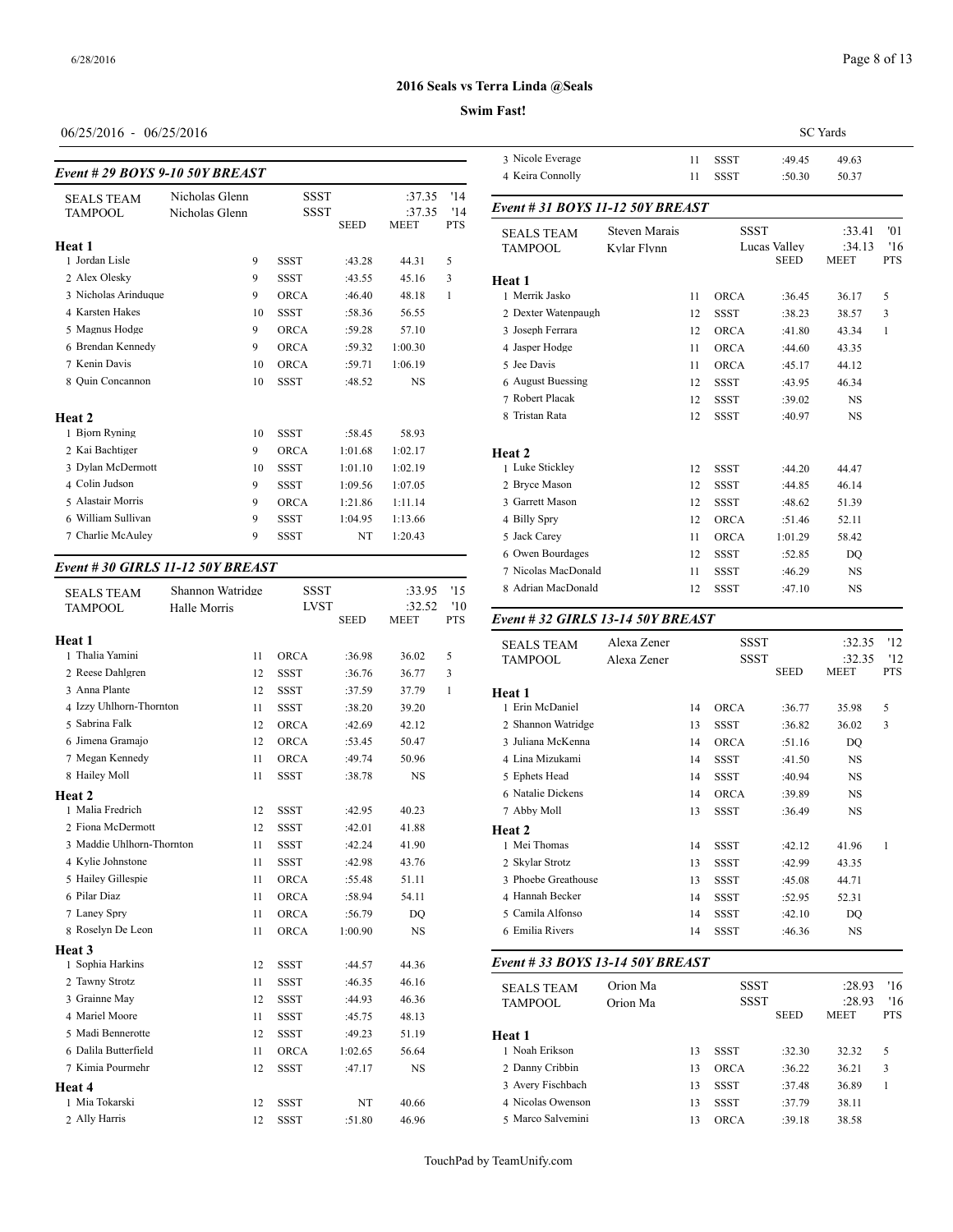**2016 Seals vs Terra Linda @Seals**

**Swim Fast!**

06/25/2016 - 06/25/2016 SC Yards

### Event # 29 BOYS 9-10 50Y BREAST

| | | | | | | |
|---|---|---|---|---|---|---|
| SEALS TEAM | Nicholas Glenn | | SSST | | :37.35 | '14 |
| TAMPOOL | Nicholas Glenn | | SSST | | :37.35 | '14 |
| | | | | SEED | MEET | PTS |
| **Heat 1** | | | | | | |
| 1 Jordan Lisle | | 9 | SSST | :43.28 | 44.31 | 5 |
| 2 Alex Olesky | | 9 | SSST | :43.55 | 45.16 | 3 |
| 3 Nicholas Arinduque | | 9 | ORCA | :46.40 | 48.18 | 1 |
| 4 Karsten Hakes | | 10 | SSST | :58.36 | 56.55 | |
| 5 Magnus Hodge | | 9 | ORCA | :59.28 | 57.10 | |
| 6 Brendan Kennedy | | 9 | ORCA | :59.32 | 1:00.30 | |
| 7 Kenin Davis | | 10 | ORCA | :59.71 | 1:06.19 | |
| 8 Quin Concannon | | 10 | SSST | :48.52 | NS | |
| **Heat 2** | | | | | | |
| 1 Bjorn Ryning | | 10 | SSST | :58.45 | 58.93 | |
| 2 Kai Bachtiger | | 9 | ORCA | 1:01.68 | 1:02.17 | |
| 3 Dylan McDermott | | 10 | SSST | 1:01.10 | 1:02.19 | |
| 4 Colin Judson | | 9 | SSST | 1:09.56 | 1:07.05 | |
| 5 Alastair Morris | | 9 | ORCA | 1:21.86 | 1:11.14 | |
| 6 William Sullivan | | 9 | SSST | 1:04.95 | 1:13.66 | |
| 7 Charlie McAuley | | 9 | SSST | NT | 1:20.43 | |

### Event # 30 GIRLS 11-12 50Y BREAST

| | | | | | | |
|---|---|---|---|---|---|---|
| SEALS TEAM | Shannon Watridge | | SSST | | :33.95 | '15 |
| TAMPOOL | Halle Morris | | LVST | | :32.52 | '10 |
| | | | | SEED | MEET | PTS |
| **Heat 1** | | | | | | |
| 1 Thalia Yamini | | 11 | ORCA | :36.98 | 36.02 | 5 |
| 2 Reese Dahlgren | | 12 | SSST | :36.76 | 36.77 | 3 |
| 3 Anna Plante | | 12 | SSST | :37.59 | 37.79 | 1 |
| 4 Izzy Uhlhorn-Thornton | | 11 | SSST | :38.20 | 39.20 | |
| 5 Sabrina Falk | | 12 | ORCA | :42.69 | 42.12 | |
| 6 Jimena Gramajo | | 12 | ORCA | :53.45 | 50.47 | |
| 7 Megan Kennedy | | 11 | ORCA | :49.74 | 50.96 | |
| 8 Hailey Moll | | 11 | SSST | :38.78 | NS | |
| **Heat 2** | | | | | | |
| 1 Malia Fredrich | | 12 | SSST | :42.95 | 40.23 | |
| 2 Fiona McDermott | | 12 | SSST | :42.01 | 41.88 | |
| 3 Maddie Uhlhorn-Thornton | | 11 | SSST | :42.24 | 41.90 | |
| 4 Kylie Johnstone | | 11 | SSST | :42.98 | 43.76 | |
| 5 Hailey Gillespie | | 11 | ORCA | :55.48 | 51.11 | |
| 6 Pilar Diaz | | 11 | ORCA | :58.94 | 54.11 | |
| 7 Laney Spry | | 11 | ORCA | :56.79 | DQ | |
| 8 Roselyn De Leon | | 11 | ORCA | 1:00.90 | NS | |
| **Heat 3** | | | | | | |
| 1 Sophia Harkins | | 12 | SSST | :44.57 | 44.36 | |
| 2 Tawny Strotz | | 11 | SSST | :46.35 | 46.16 | |
| 3 Grainne May | | 12 | SSST | :44.93 | 46.36 | |
| 4 Mariel Moore | | 11 | SSST | :45.75 | 48.13 | |
| 5 Madi Bennerotte | | 12 | SSST | :49.23 | 51.19 | |
| 6 Dalila Butterfield | | 11 | ORCA | 1:02.65 | 56.64 | |
| 7 Kimia Pourmehr | | 12 | SSST | :47.17 | NS | |
| **Heat 4** | | | | | | |
| 1 Mia Tokarski | | 12 | SSST | NT | 40.66 | |
| 2 Ally Harris | | 12 | SSST | :51.80 | 46.96 | |
| 3 Nicole Everage | | 11 | SSST | :49.45 | 49.63 | |
| 4 Keira Connolly | | 11 | SSST | :50.30 | 50.37 | |

### Event # 31 BOYS 11-12 50Y BREAST

| | | | | | | |
|---|---|---|---|---|---|---|
| SEALS TEAM | Steven Marais | | SSST | | :33.41 | '01 |
| TAMPOOL | Kylar Flynn | | Lucas Valley | | :34.13 | '16 |
| | | | | SEED | MEET | PTS |
| **Heat 1** | | | | | | |
| 1 Merrik Jasko | | 11 | ORCA | :36.45 | 36.17 | 5 |
| 2 Dexter Watenpaugh | | 12 | SSST | :38.23 | 38.57 | 3 |
| 3 Joseph Ferrara | | 12 | ORCA | :41.80 | 43.34 | 1 |
| 4 Jasper Hodge | | 11 | ORCA | :44.60 | 43.35 | |
| 5 Jee Davis | | 11 | ORCA | :45.17 | 44.12 | |
| 6 August Buessing | | 12 | SSST | :43.95 | 46.34 | |
| 7 Robert Placak | | 12 | SSST | :39.02 | NS | |
| 8 Tristan Rata | | 12 | SSST | :40.97 | NS | |
| **Heat 2** | | | | | | |
| 1 Luke Stickley | | 12 | SSST | :44.20 | 44.47 | |
| 2 Bryce Mason | | 12 | SSST | :44.85 | 46.14 | |
| 3 Garrett Mason | | 12 | SSST | :48.62 | 51.39 | |
| 4 Billy Spry | | 12 | ORCA | :51.46 | 52.11 | |
| 5 Jack Carey | | 11 | ORCA | 1:01.29 | 58.42 | |
| 6 Owen Bourdages | | 12 | SSST | :52.85 | DQ | |
| 7 Nicolas MacDonald | | 11 | SSST | :46.29 | NS | |
| 8 Adrian MacDonald | | 12 | SSST | :47.10 | NS | |

### Event # 32 GIRLS 13-14 50Y BREAST

| | | | | | | |
|---|---|---|---|---|---|---|
| SEALS TEAM | Alexa Zener | | SSST | | :32.35 | '12 |
| TAMPOOL | Alexa Zener | | SSST | | :32.35 | '12 |
| | | | | SEED | MEET | PTS |
| **Heat 1** | | | | | | |
| 1 Erin McDaniel | | 14 | ORCA | :36.77 | 35.98 | 5 |
| 2 Shannon Watridge | | 13 | SSST | :36.82 | 36.02 | 3 |
| 3 Juliana McKenna | | 14 | ORCA | :51.16 | DQ | |
| 4 Lina Mizukami | | 14 | SSST | :41.50 | NS | |
| 5 Ephets Head | | 14 | SSST | :40.94 | NS | |
| 6 Natalie Dickens | | 14 | ORCA | :39.89 | NS | |
| 7 Abby Moll | | 13 | SSST | :36.49 | NS | |
| **Heat 2** | | | | | | |
| 1 Mei Thomas | | 14 | SSST | :42.12 | 41.96 | 1 |
| 2 Skylar Strotz | | 13 | SSST | :42.99 | 43.35 | |
| 3 Phoebe Greathouse | | 13 | SSST | :45.08 | 44.71 | |
| 4 Hannah Becker | | 14 | SSST | :52.95 | 52.31 | |
| 5 Camila Alfonso | | 14 | SSST | :42.10 | DQ | |
| 6 Emilia Rivers | | 14 | SSST | :46.36 | NS | |

### Event # 33 BOYS 13-14 50Y BREAST

| | | | | | | |
|---|---|---|---|---|---|---|
| SEALS TEAM | Orion Ma | | SSST | | :28.93 | '16 |
| TAMPOOL | Orion Ma | | SSST | | :28.93 | '16 |
| | | | | SEED | MEET | PTS |
| **Heat 1** | | | | | | |
| 1 Noah Erikson | | 13 | SSST | :32.30 | 32.32 | 5 |
| 2 Danny Cribbin | | 13 | ORCA | :36.22 | 36.21 | 3 |
| 3 Avery Fischbach | | 13 | SSST | :37.48 | 36.89 | 1 |
| 4 Nicolas Owenson | | 13 | SSST | :37.79 | 38.11 | |
| 5 Marco Salvemini | | 13 | ORCA | :39.18 | 38.58 | |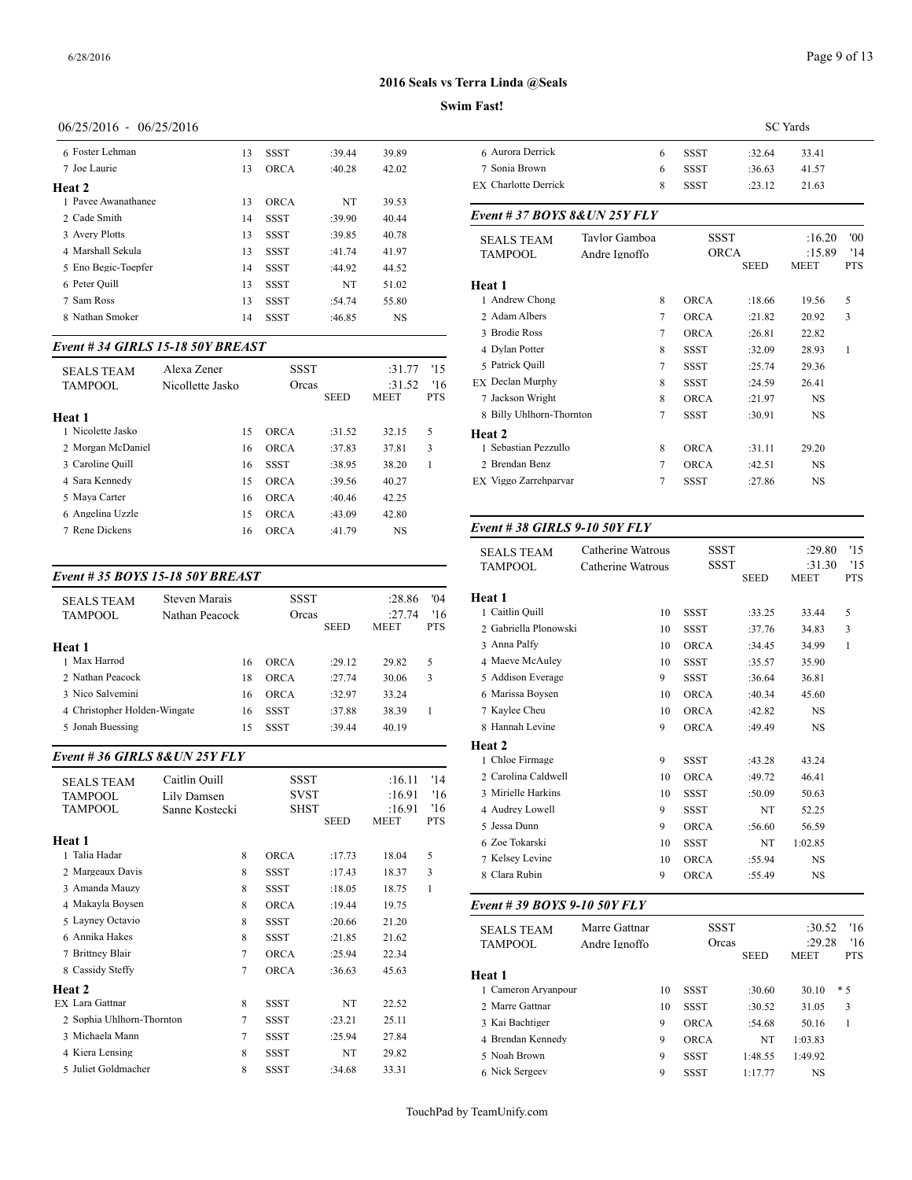## 2016 Seals vs Terra Linda @Seals

**Swim Fast!**

06/25/2016 - 06/25/2016 SC Yards

| | Age | Team | Seed | Meet | Pts |
|---|---|---|---|---|---|
| 6 Foster Lehman | 13 | SSST | :39.44 | 39.89 | |
| 7 Joe Laurie | 13 | ORCA | :40.28 | 42.02 | |
| **Heat 2** | | | | | |
| 1 Pavee Awanathanee | 13 | ORCA | NT | 39.53 | |
| 2 Cade Smith | 14 | SSST | :39.90 | 40.44 | |
| 3 Avery Plotts | 13 | SSST | :39.85 | 40.78 | |
| 4 Marshall Sekula | 13 | SSST | :41.74 | 41.97 | |
| 5 Eno Begic-Toepfer | 14 | SSST | :44.92 | 44.52 | |
| 6 Peter Quill | 13 | SSST | NT | 51.02 | |
| 7 Sam Ross | 13 | SSST | :54.74 | 55.80 | |
| 8 Nathan Smoker | 14 | SSST | :46.85 | NS | |

### Event # 34 GIRLS 15-18 50Y BREAST

| | | | | | |
|---|---|---|---|---|---|
| SEALS TEAM | Alexa Zener | | SSST | :31.77 | '15 |
| TAMPOOL | Nicollette Jasko | | Orcas | :31.52 | '16 |
| | | | SEED | MEET | PTS |
| **Heat 1** | | | | | |
| 1 Nicolette Jasko | 15 | ORCA | :31.52 | 32.15 | 5 |
| 2 Morgan McDaniel | 16 | ORCA | :37.83 | 37.81 | 3 |
| 3 Caroline Quill | 16 | SSST | :38.95 | 38.20 | 1 |
| 4 Sara Kennedy | 15 | ORCA | :39.56 | 40.27 | |
| 5 Maya Carter | 16 | ORCA | :40.46 | 42.25 | |
| 6 Angelina Uzzle | 15 | ORCA | :43.09 | 42.80 | |
| 7 Rene Dickens | 16 | ORCA | :41.79 | NS | |

### Event # 35 BOYS 15-18 50Y BREAST

| | | | | | |
|---|---|---|---|---|---|
| SEALS TEAM | Steven Marais | | SSST | :28.86 | '04 |
| TAMPOOL | Nathan Peacock | | Orcas | :27.74 | '16 |
| | | | SEED | MEET | PTS |
| **Heat 1** | | | | | |
| 1 Max Harrod | 16 | ORCA | :29.12 | 29.82 | 5 |
| 2 Nathan Peacock | 18 | ORCA | :27.74 | 30.06 | 3 |
| 3 Nico Salvemini | 16 | ORCA | :32.97 | 33.24 | |
| 4 Christopher Holden-Wingate | 16 | SSST | :37.88 | 38.39 | 1 |
| 5 Jonah Buessing | 15 | SSST | :39.44 | 40.19 | |

### Event # 36 GIRLS 8&UN 25Y FLY

| | | | | | |
|---|---|---|---|---|---|
| SEALS TEAM | Caitlin Quill | | SSST | :16.11 | '14 |
| TAMPOOL | Lily Damsen | | SVST | :16.91 | '16 |
| TAMPOOL | Sanne Kostecki | | SHST | :16.91 | '16 |
| | | | SEED | MEET | PTS |
| **Heat 1** | | | | | |
| 1 Talia Hadar | 8 | ORCA | :17.73 | 18.04 | 5 |
| 2 Margeaux Davis | 8 | SSST | :17.43 | 18.37 | 3 |
| 3 Amanda Mauzy | 8 | SSST | :18.05 | 18.75 | 1 |
| 4 Makayla Boysen | 8 | ORCA | :19.44 | 19.75 | |
| 5 Layney Octavio | 8 | SSST | :20.66 | 21.20 | |
| 6 Annika Hakes | 8 | SSST | :21.85 | 21.62 | |
| 7 Brittney Blair | 7 | ORCA | :25.94 | 22.34 | |
| 8 Cassidy Steffy | 7 | ORCA | :36.63 | 45.63 | |
| **Heat 2** | | | | | |
| EX Lara Gattnar | 8 | SSST | NT | 22.52 | |
| 2 Sophia Uhlhorn-Thornton | 7 | SSST | :23.21 | 25.11 | |
| 3 Michaela Mann | 7 | SSST | :25.94 | 27.84 | |
| 4 Kiera Lensing | 8 | SSST | NT | 29.82 | |
| 5 Juliet Goldmacher | 8 | SSST | :34.68 | 33.31 | |
| 6 Aurora Derrick | 6 | SSST | :32.64 | 33.41 | |
| 7 Sonia Brown | 6 | SSST | :36.63 | 41.57 | |
| EX Charlotte Derrick | 8 | SSST | :23.12 | 21.63 | |

### Event # 37 BOYS 8&UN 25Y FLY

| | | | | | |
|---|---|---|---|---|---|
| SEALS TEAM | Taylor Gamboa | | SSST | :16.20 | '00 |
| TAMPOOL | Andre Ignoffo | | ORCA | :15.89 | '14 |
| | | | SEED | MEET | PTS |
| **Heat 1** | | | | | |
| 1 Andrew Chong | 8 | ORCA | :18.66 | 19.56 | 5 |
| 2 Adam Albers | 7 | ORCA | :21.82 | 20.92 | 3 |
| 3 Brodie Ross | 7 | ORCA | :26.81 | 22.82 | |
| 4 Dylan Potter | 8 | SSST | :32.09 | 28.93 | 1 |
| 5 Patrick Quill | 7 | SSST | :25.74 | 29.36 | |
| EX Declan Murphy | 8 | SSST | :24.59 | 26.41 | |
| 7 Jackson Wright | 8 | ORCA | :21.97 | NS | |
| 8 Billy Uhlhorn-Thornton | 7 | SSST | :30.91 | NS | |
| **Heat 2** | | | | | |
| 1 Sebastian Pezzullo | 8 | ORCA | :31.11 | 29.20 | |
| 2 Brendan Benz | 7 | ORCA | :42.51 | NS | |
| EX Viggo Zarrehparvar | 7 | SSST | :27.86 | NS | |

### Event # 38 GIRLS 9-10 50Y FLY

| | | | | | |
|---|---|---|---|---|---|
| SEALS TEAM | Catherine Watrous | | SSST | :29.80 | '15 |
| TAMPOOL | Catherine Watrous | | SSST | :31.30 | '15 |
| | | | SEED | MEET | PTS |
| **Heat 1** | | | | | |
| 1 Caitlin Quill | 10 | SSST | :33.25 | 33.44 | 5 |
| 2 Gabriella Plonowski | 10 | SSST | :37.76 | 34.83 | 3 |
| 3 Anna Palfy | 10 | ORCA | :34.45 | 34.99 | 1 |
| 4 Maeve McAuley | 10 | SSST | :35.57 | 35.90 | |
| 5 Addison Everage | 9 | SSST | :36.64 | 36.81 | |
| 6 Marissa Boysen | 10 | ORCA | :40.34 | 45.60 | |
| 7 Kaylee Cheu | 10 | ORCA | :42.82 | NS | |
| 8 Hannah Levine | 9 | ORCA | :49.49 | NS | |
| **Heat 2** | | | | | |
| 1 Chloe Firmage | 9 | SSST | :43.28 | 43.24 | |
| 2 Carolina Caldwell | 10 | ORCA | :49.72 | 46.41 | |
| 3 Mirielle Harkins | 10 | SSST | :50.09 | 50.63 | |
| 4 Audrey Lowell | 9 | SSST | NT | 52.25 | |
| 5 Jessa Dunn | 9 | ORCA | :56.60 | 56.59 | |
| 6 Zoe Tokarski | 10 | SSST | NT | 1:02.85 | |
| 7 Kelsey Levine | 10 | ORCA | :55.94 | NS | |
| 8 Clara Rubin | 9 | ORCA | :55.49 | NS | |

### Event # 39 BOYS 9-10 50Y FLY

| | | | | | |
|---|---|---|---|---|---|
| SEALS TEAM | Marre Gattnar | | SSST | :30.52 | '16 |
| TAMPOOL | Andre Ignoffo | | Orcas | :29.28 | '16 |
| | | | SEED | MEET | PTS |
| **Heat 1** | | | | | |
| 1 Cameron Aryanpour | 10 | SSST | :30.60 | 30.10 | * 5 |
| 2 Marre Gattnar | 10 | SSST | :30.52 | 31.05 | 3 |
| 3 Kai Bachtiger | 9 | ORCA | :54.68 | 50.16 | 1 |
| 4 Brendan Kennedy | 9 | ORCA | NT | 1:03.83 | |
| 5 Noah Brown | 9 | SSST | 1:48.55 | 1:49.92 | |
| 6 Nick Sergeev | 9 | SSST | 1:17.77 | NS | |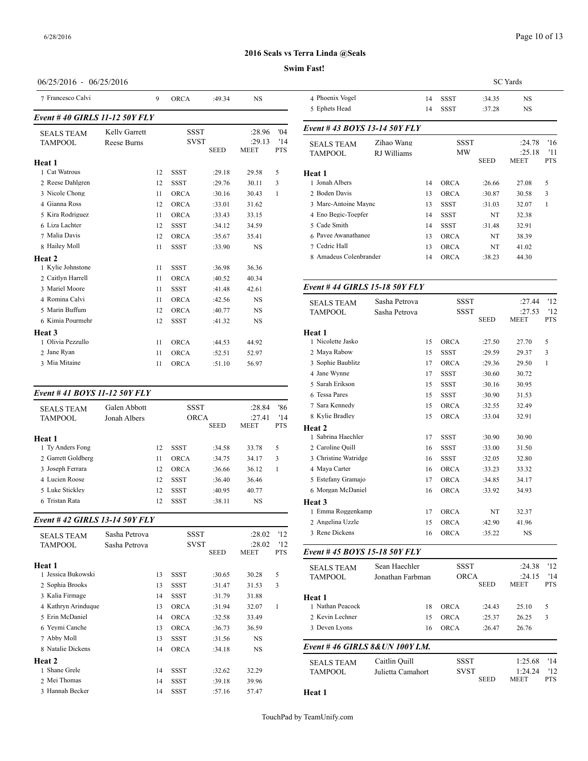## 2016 Seals vs Terra Linda @Seals

**Swim Fast!**

06/25/2016 - 06/25/2016 SC Yards

| | | | | | | |
|---|---|---|---|---|---|---|
| 7 Francesco Calvi | 9 | ORCA | :49.34 | NS | | |

### Event # 40 GIRLS 11-12 50Y FLY

| | | | | | |
|---|---|---|---|---|---|
| SEALS TEAM | Kelly Garrett | SSST | | :28.96 | '04 |
| TAMPOOL | Reese Burns | SVST | SEED | :29.13 MEET | '14 PTS |

| Heat 1 | Age | Team | Seed | Meet | Pts |
|---|---|---|---|---|---|
| 1 Cat Watrous | 12 | SSST | :29.18 | 29.58 | 5 |
| 2 Reese Dahlgren | 12 | SSST | :29.76 | 30.11 | 3 |
| 3 Nicole Chong | 11 | ORCA | :30.16 | 30.43 | 1 |
| 4 Gianna Ross | 12 | ORCA | :33.01 | 31.62 | |
| 5 Kira Rodriguez | 11 | ORCA | :33.43 | 33.15 | |
| 6 Liza Lachter | 12 | SSST | :34.12 | 34.59 | |
| 7 Malia Davis | 12 | ORCA | :35.67 | 35.41 | |
| 8 Hailey Moll | 11 | SSST | :33.90 | NS | |
| **Heat 2** | | | | | |
| 1 Kylie Johnstone | 11 | SSST | :36.98 | 36.36 | |
| 2 Caitlyn Harrell | 11 | ORCA | :40.52 | 40.34 | |
| 3 Mariel Moore | 11 | SSST | :41.48 | 42.61 | |
| 4 Romina Calvi | 11 | ORCA | :42.56 | NS | |
| 5 Marin Buffum | 12 | ORCA | :40.77 | NS | |
| 6 Kimia Pourmehr | 12 | SSST | :41.32 | NS | |
| **Heat 3** | | | | | |
| 1 Olivia Pezzullo | 11 | ORCA | :44.53 | 44.92 | |
| 2 Jane Ryan | 11 | ORCA | :52.51 | 52.97 | |
| 3 Mia Mitaine | 11 | ORCA | :51.10 | 56.97 | |

### Event # 41 BOYS 11-12 50Y FLY

| | | | | | |
|---|---|---|---|---|---|
| SEALS TEAM | Galen Abbott | SSST | | :28.84 | '86 |
| TAMPOOL | Jonah Albers | ORCA | SEED | :27.41 MEET | '14 PTS |

| Heat 1 | Age | Team | Seed | Meet | Pts |
|---|---|---|---|---|---|
| 1 Ty Anders Fong | 12 | SSST | :34.58 | 33.78 | 5 |
| 2 Garrett Goldberg | 11 | ORCA | :34.75 | 34.17 | 3 |
| 3 Joseph Ferrara | 12 | ORCA | :36.66 | 36.12 | 1 |
| 4 Lucien Roose | 12 | SSST | :36.40 | 36.46 | |
| 5 Luke Stickley | 12 | SSST | :40.95 | 40.77 | |
| 6 Tristan Rata | 12 | SSST | :38.11 | NS | |

### Event # 42 GIRLS 13-14 50Y FLY

| | | | | | |
|---|---|---|---|---|---|
| SEALS TEAM | Sasha Petrova | SSST | | :28.02 | '12 |
| TAMPOOL | Sasha Petrova | SVST | SEED | :28.02 MEET | '12 PTS |

| Heat 1 | Age | Team | Seed | Meet | Pts |
|---|---|---|---|---|---|
| 1 Jessica Bukowski | 13 | SSST | :30.65 | 30.28 | 5 |
| 2 Sophia Brooks | 13 | SSST | :31.47 | 31.53 | 3 |
| 3 Kalia Firmage | 14 | SSST | :31.79 | 31.88 | |
| 4 Kathryn Arinduque | 13 | ORCA | :31.94 | 32.07 | 1 |
| 5 Erin McDaniel | 14 | ORCA | :32.58 | 33.49 | |
| 6 Yeymi Canche | 13 | ORCA | :36.73 | 36.59 | |
| 7 Abby Moll | 13 | SSST | :31.56 | NS | |
| 8 Natalie Dickens | 14 | ORCA | :34.18 | NS | |
| **Heat 2** | | | | | |
| 1 Shane Grele | 14 | SSST | :32.62 | 32.29 | |
| 2 Mei Thomas | 14 | SSST | :39.18 | 39.96 | |
| 3 Hannah Becker | 14 | SSST | :57.16 | 57.47 | |
| 4 Phoenix Vogel | 14 | SSST | :34.35 | NS | |
| 5 Ephets Head | 14 | SSST | :37.28 | NS | |

### Event # 43 BOYS 13-14 50Y FLY

| | | | | | |
|---|---|---|---|---|---|
| SEALS TEAM | Zihao Wang | SSST | | :24.78 | '16 |
| TAMPOOL | RJ Williams | MW | SEED | :25.18 MEET | '11 PTS |

| Heat 1 | Age | Team | Seed | Meet | Pts |
|---|---|---|---|---|---|
| 1 Jonah Albers | 14 | ORCA | :26.66 | 27.08 | 5 |
| 2 Boden Davis | 13 | ORCA | :30.87 | 30.58 | 3 |
| 3 Marc-Antoine Maync | 13 | SSST | :31.03 | 32.07 | 1 |
| 4 Eno Begic-Toepfer | 14 | SSST | NT | 32.38 | |
| 5 Cade Smith | 14 | SSST | :31.48 | 32.91 | |
| 6 Pavee Awanathanee | 13 | ORCA | NT | 38.39 | |
| 7 Cedric Hall | 13 | ORCA | NT | 41.02 | |
| 8 Amadeus Colenbrander | 14 | ORCA | :38.23 | 44.30 | |

### Event # 44 GIRLS 15-18 50Y FLY

| | | | | | |
|---|---|---|---|---|---|
| SEALS TEAM | Sasha Petrova | SSST | | :27.44 | '12 |
| TAMPOOL | Sasha Petrova | SSST | SEED | :27.53 MEET | '12 PTS |

| Heat 1 | Age | Team | Seed | Meet | Pts |
|---|---|---|---|---|---|
| 1 Nicolette Jasko | 15 | ORCA | :27.50 | 27.70 | 5 |
| 2 Maya Rabow | 15 | SSST | :29.59 | 29.37 | 3 |
| 3 Sophie Baublitz | 17 | ORCA | :29.36 | 29.50 | 1 |
| 4 Jane Wynne | 17 | SSST | :30.60 | 30.72 | |
| 5 Sarah Erikson | 15 | SSST | :30.16 | 30.95 | |
| 6 Tessa Pares | 15 | SSST | :30.90 | 31.53 | |
| 7 Sara Kennedy | 15 | ORCA | :32.55 | 32.49 | |
| 8 Kylie Bradley | 15 | ORCA | :33.04 | 32.91 | |
| **Heat 2** | | | | | |
| 1 Sabrina Haechler | 17 | SSST | :30.90 | 30.90 | |
| 2 Caroline Quill | 16 | SSST | :33.00 | 31.50 | |
| 3 Christine Watridge | 16 | SSST | :32.05 | 32.80 | |
| 4 Maya Carter | 16 | ORCA | :33.23 | 33.32 | |
| 5 Estefany Gramajo | 17 | ORCA | :34.85 | 34.17 | |
| 6 Morgan McDaniel | 16 | ORCA | :33.92 | 34.93 | |
| **Heat 3** | | | | | |
| 1 Emma Roggenkamp | 17 | ORCA | NT | 32.37 | |
| 2 Angelina Uzzle | 15 | ORCA | :42.90 | 41.96 | |
| 3 Rene Dickens | 16 | ORCA | :35.22 | NS | |

### Event # 45 BOYS 15-18 50Y FLY

| | | | | | |
|---|---|---|---|---|---|
| SEALS TEAM | Sean Haechler | SSST | | :24.38 | '12 |
| TAMPOOL | Jonathan Farbman | ORCA | SEED | :24.15 MEET | '14 PTS |

| Heat 1 | Age | Team | Seed | Meet | Pts |
|---|---|---|---|---|---|
| 1 Nathan Peacock | 18 | ORCA | :24.43 | 25.10 | 5 |
| 2 Kevin Lechner | 15 | ORCA | :25.37 | 26.25 | 3 |
| 3 Deven Lyons | 16 | ORCA | :26.47 | 26.76 | |

### Event # 46 GIRLS 8&UN 100Y I.M.

| | | | | | |
|---|---|---|---|---|---|
| SEALS TEAM | Caitlin Quill | SSST | | 1:25.68 | '14 |
| TAMPOOL | Julietta Camahort | SVST | SEED | 1:24.24 MEET | '12 PTS |

**Heat 1**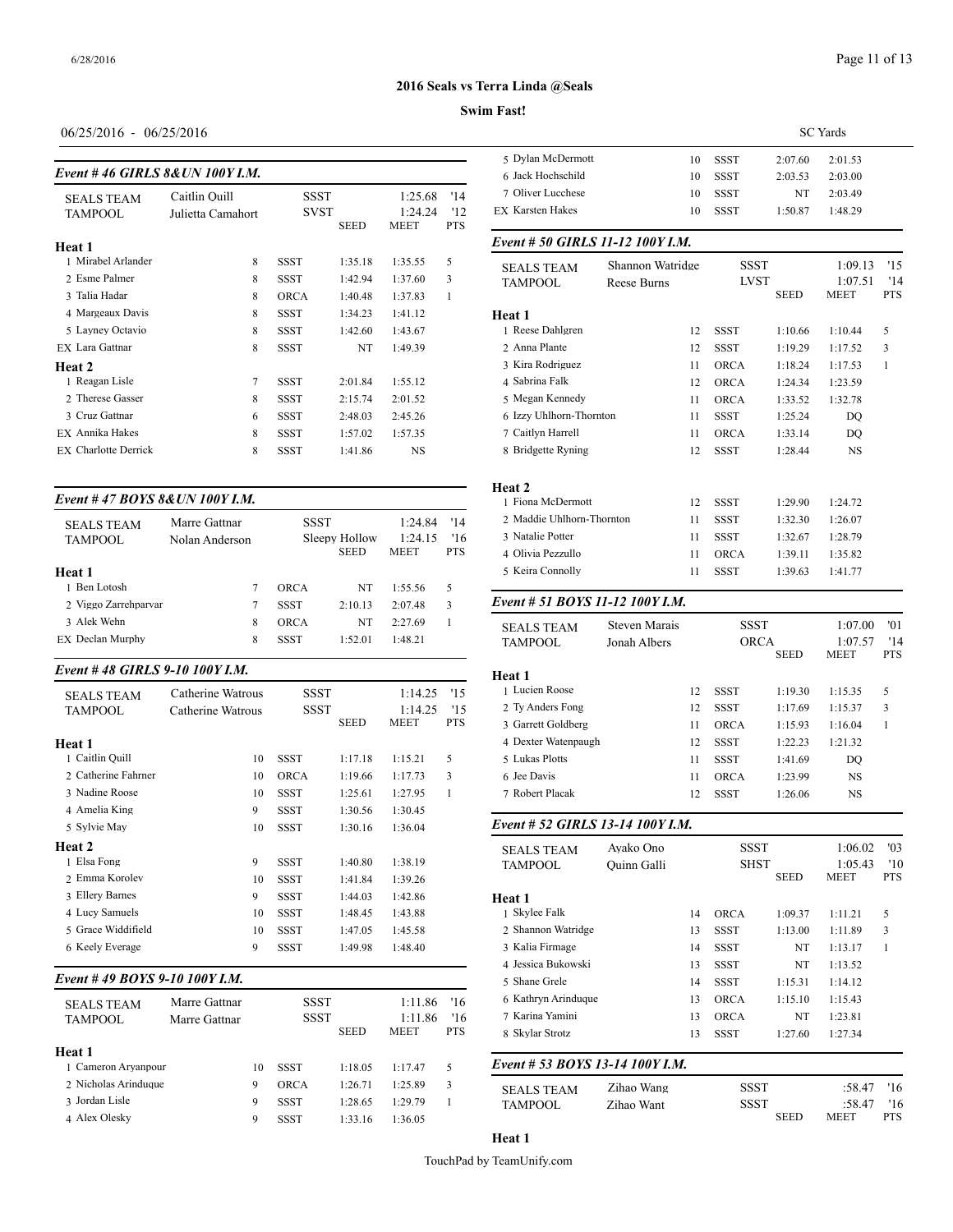## 2016 Seals vs Terra Linda @Seals

**Swim Fast!**

06/25/2016 - 06/25/2016

SC Yards

### Event # 46 GIRLS 8&UN 100Y I.M.

| | | | | | |
|---|---|---|---|---|---|
| SEALS TEAM | Caitlin Quill | | SSST | 1:25.68 | '14 |
| TAMPOOL | Julietta Camahort | | SVST | 1:24.24 | '12 |
| | | | SEED | MEET | PTS |

**Heat 1**

| Place | Name | Age | Team | Seed | Meet | Pts |
|---|---|---|---|---|---|---|
| 1 | Mirabel Arlander | 8 | SSST | 1:35.18 | 1:35.55 | 5 |
| 2 | Esme Palmer | 8 | SSST | 1:42.94 | 1:37.60 | 3 |
| 3 | Talia Hadar | 8 | ORCA | 1:40.48 | 1:37.83 | 1 |
| 4 | Margeaux Davis | 8 | SSST | 1:34.23 | 1:41.12 | |
| 5 | Layney Octavio | 8 | SSST | 1:42.60 | 1:43.67 | |
| EX | Lara Gattnar | 8 | SSST | NT | 1:49.39 | |

**Heat 2**

| Place | Name | Age | Team | Seed | Meet | Pts |
|---|---|---|---|---|---|---|
| 1 | Reagan Lisle | 7 | SSST | 2:01.84 | 1:55.12 | |
| 2 | Therese Gasser | 8 | SSST | 2:15.74 | 2:01.52 | |
| 3 | Cruz Gattnar | 6 | SSST | 2:48.03 | 2:45.26 | |
| EX | Annika Hakes | 8 | SSST | 1:57.02 | 1:57.35 | |
| EX | Charlotte Derrick | 8 | SSST | 1:41.86 | NS | |

### Event # 47 BOYS 8&UN 100Y I.M.

| | | | | | |
|---|---|---|---|---|---|
| SEALS TEAM | Marre Gattnar | | SSST | 1:24.84 | '14 |
| TAMPOOL | Nolan Anderson | | Sleepy Hollow | 1:24.15 | '16 |
| | | | SEED | MEET | PTS |

**Heat 1**

| Place | Name | Age | Team | Seed | Meet | Pts |
|---|---|---|---|---|---|---|
| 1 | Ben Lotosh | 7 | ORCA | NT | 1:55.56 | 5 |
| 2 | Viggo Zarrehparvar | 7 | SSST | 2:10.13 | 2:07.48 | 3 |
| 3 | Alek Wehn | 8 | ORCA | NT | 2:27.69 | 1 |
| EX | Declan Murphy | 8 | SSST | 1:52.01 | 1:48.21 | |

### Event # 48 GIRLS 9-10 100Y I.M.

| | | | | | |
|---|---|---|---|---|---|
| SEALS TEAM | Catherine Watrous | | SSST | 1:14.25 | '15 |
| TAMPOOL | Catherine Watrous | | SSST | 1:14.25 | '15 |
| | | | SEED | MEET | PTS |

**Heat 1**

| Place | Name | Age | Team | Seed | Meet | Pts |
|---|---|---|---|---|---|---|
| 1 | Caitlin Quill | 10 | SSST | 1:17.18 | 1:15.21 | 5 |
| 2 | Catherine Fahrner | 10 | ORCA | 1:19.66 | 1:17.73 | 3 |
| 3 | Nadine Roose | 10 | SSST | 1:25.61 | 1:27.95 | 1 |
| 4 | Amelia King | 9 | SSST | 1:30.56 | 1:30.45 | |
| 5 | Sylvie May | 10 | SSST | 1:30.16 | 1:36.04 | |

**Heat 2**

| Place | Name | Age | Team | Seed | Meet | Pts |
|---|---|---|---|---|---|---|
| 1 | Elsa Fong | 9 | SSST | 1:40.80 | 1:38.19 | |
| 2 | Emma Korolev | 10 | SSST | 1:41.84 | 1:39.26 | |
| 3 | Ellery Barnes | 9 | SSST | 1:44.03 | 1:42.86 | |
| 4 | Lucy Samuels | 10 | SSST | 1:48.45 | 1:43.88 | |
| 5 | Grace Widdifield | 10 | SSST | 1:47.05 | 1:45.58 | |
| 6 | Keely Everage | 9 | SSST | 1:49.98 | 1:48.40 | |

### Event # 49 BOYS 9-10 100Y I.M.

| | | | | | |
|---|---|---|---|---|---|
| SEALS TEAM | Marre Gattnar | | SSST | 1:11.86 | '16 |
| TAMPOOL | Marre Gattnar | | SSST | 1:11.86 | '16 |
| | | | SEED | MEET | PTS |

**Heat 1**

| Place | Name | Age | Team | Seed | Meet | Pts |
|---|---|---|---|---|---|---|
| 1 | Cameron Aryanpour | 10 | SSST | 1:18.05 | 1:17.47 | 5 |
| 2 | Nicholas Arinduque | 9 | ORCA | 1:26.71 | 1:25.89 | 3 |
| 3 | Jordan Lisle | 9 | SSST | 1:28.65 | 1:29.79 | 1 |
| 4 | Alex Olesky | 9 | SSST | 1:33.16 | 1:36.05 | |
| 5 | Dylan McDermott | 10 | SSST | 2:07.60 | 2:01.53 | |
| 6 | Jack Hochschild | 10 | SSST | 2:03.53 | 2:03.00 | |
| 7 | Oliver Lucchese | 10 | SSST | NT | 2:03.49 | |
| EX | Karsten Hakes | 10 | SSST | 1:50.87 | 1:48.29 | |

### Event # 50 GIRLS 11-12 100Y I.M.

| | | | | | |
|---|---|---|---|---|---|
| SEALS TEAM | Shannon Watridge | | SSST | 1:09.13 | '15 |
| TAMPOOL | Reese Burns | | LVST | 1:07.51 | '14 |
| | | | SEED | MEET | PTS |

**Heat 1**

| Place | Name | Age | Team | Seed | Meet | Pts |
|---|---|---|---|---|---|---|
| 1 | Reese Dahlgren | 12 | SSST | 1:10.66 | 1:10.44 | 5 |
| 2 | Anna Plante | 12 | SSST | 1:19.29 | 1:17.52 | 3 |
| 3 | Kira Rodriguez | 11 | ORCA | 1:18.24 | 1:17.53 | 1 |
| 4 | Sabrina Falk | 12 | ORCA | 1:24.34 | 1:23.59 | |
| 5 | Megan Kennedy | 11 | ORCA | 1:33.52 | 1:32.78 | |
| 6 | Izzy Uhlhorn-Thornton | 11 | SSST | 1:25.24 | DQ | |
| 7 | Caitlyn Harrell | 11 | ORCA | 1:33.14 | DQ | |
| 8 | Bridgette Ryning | 12 | SSST | 1:28.44 | NS | |

**Heat 2**

| Place | Name | Age | Team | Seed | Meet | Pts |
|---|---|---|---|---|---|---|
| 1 | Fiona McDermott | 12 | SSST | 1:29.90 | 1:24.72 | |
| 2 | Maddie Uhlhorn-Thornton | 11 | SSST | 1:32.30 | 1:26.07 | |
| 3 | Natalie Potter | 11 | SSST | 1:32.67 | 1:28.79 | |
| 4 | Olivia Pezzullo | 11 | ORCA | 1:39.11 | 1:35.82 | |
| 5 | Keira Connolly | 11 | SSST | 1:39.63 | 1:41.77 | |

### Event # 51 BOYS 11-12 100Y I.M.

| | | | | | |
|---|---|---|---|---|---|
| SEALS TEAM | Steven Marais | | SSST | 1:07.00 | '01 |
| TAMPOOL | Jonah Albers | | ORCA | 1:07.57 | '14 |
| | | | SEED | MEET | PTS |

**Heat 1**

| Place | Name | Age | Team | Seed | Meet | Pts |
|---|---|---|---|---|---|---|
| 1 | Lucien Roose | 12 | SSST | 1:19.30 | 1:15.35 | 5 |
| 2 | Ty Anders Fong | 12 | SSST | 1:17.69 | 1:15.37 | 3 |
| 3 | Garrett Goldberg | 11 | ORCA | 1:15.93 | 1:16.04 | 1 |
| 4 | Dexter Watenpaugh | 12 | SSST | 1:22.23 | 1:21.32 | |
| 5 | Lukas Plotts | 11 | SSST | 1:41.69 | DQ | |
| 6 | Jee Davis | 11 | ORCA | 1:23.99 | NS | |
| 7 | Robert Placak | 12 | SSST | 1:26.06 | NS | |

### Event # 52 GIRLS 13-14 100Y I.M.

| | | | | | |
|---|---|---|---|---|---|
| SEALS TEAM | Ayako Ono | | SSST | 1:06.02 | '03 |
| TAMPOOL | Quinn Galli | | SHST | 1:05.43 | '10 |
| | | | SEED | MEET | PTS |

**Heat 1**

| Place | Name | Age | Team | Seed | Meet | Pts |
|---|---|---|---|---|---|---|
| 1 | Skylee Falk | 14 | ORCA | 1:09.37 | 1:11.21 | 5 |
| 2 | Shannon Watridge | 13 | SSST | 1:13.00 | 1:11.89 | 3 |
| 3 | Kalia Firmage | 14 | SSST | NT | 1:13.17 | 1 |
| 4 | Jessica Bukowski | 13 | SSST | NT | 1:13.52 | |
| 5 | Shane Grele | 14 | SSST | 1:15.31 | 1:14.12 | |
| 6 | Kathryn Arinduque | 13 | ORCA | 1:15.10 | 1:15.43 | |
| 7 | Karina Yamini | 13 | ORCA | NT | 1:23.81 | |
| 8 | Skylar Strotz | 13 | SSST | 1:27.60 | 1:27.34 | |

### Event # 53 BOYS 13-14 100Y I.M.

| | | | | | |
|---|---|---|---|---|---|
| SEALS TEAM | Zihao Wang | | SSST | :58.47 | '16 |
| TAMPOOL | Zihao Want | | SSST | :58.47 | '16 |
| | | | SEED | MEET | PTS |

**Heat 1**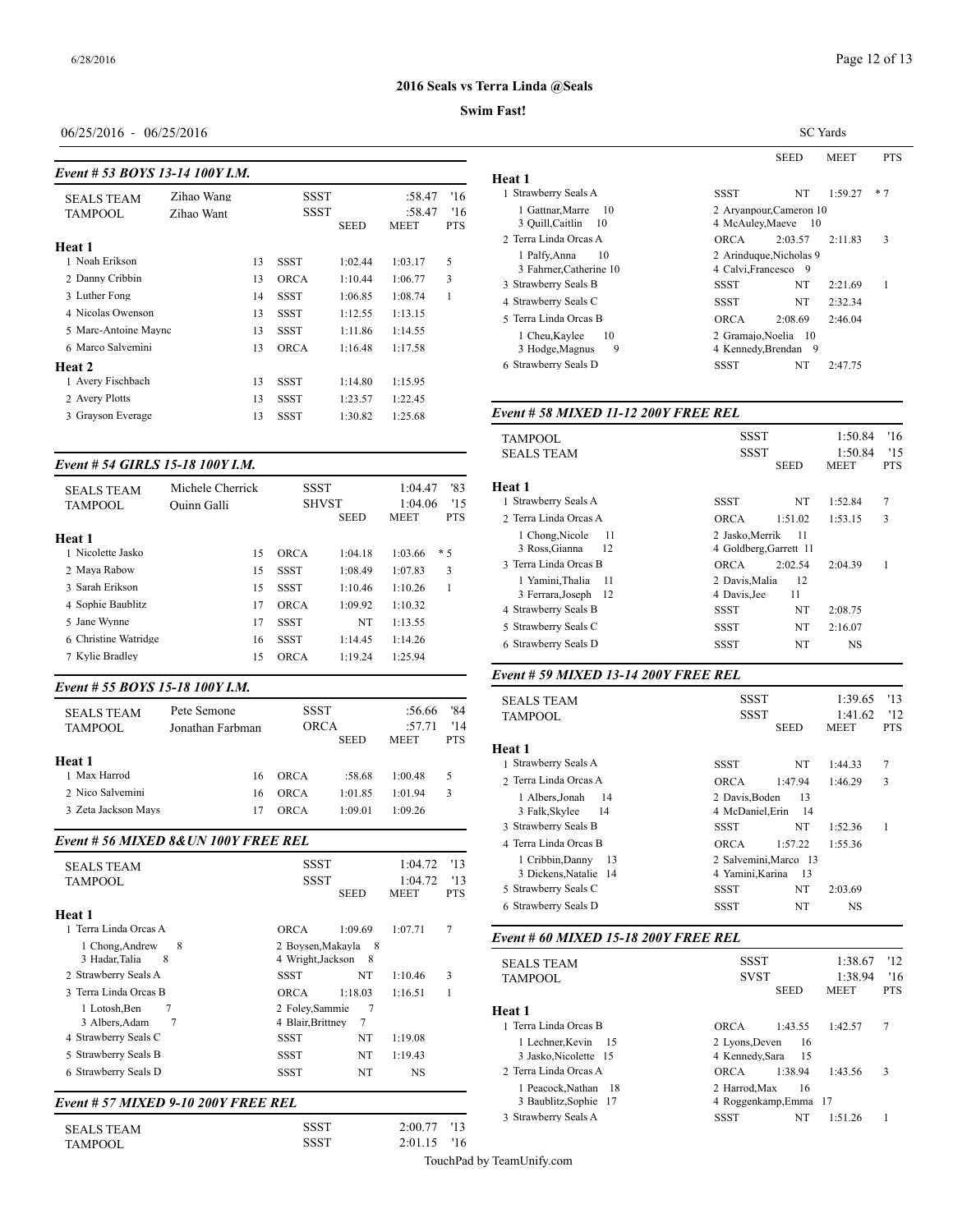**2016 Seals vs Terra Linda @Seals**

**Swim Fast!**

06/25/2016 - 06/25/2016 SC Yards

### Event # 53 BOYS 13-14 100Y I.M.

| | | | | SEED | MEET | PTS |
|---|---|---|---|---|---|---|
| SEALS TEAM | Zihao Wang | | SSST | | :58.47 | '16 |
| TAMPOOL | Zihao Want | | SSST | | :58.47 | '16 |
| **Heat 1** | | | | | | |
| 1 Noah Erikson | | 13 | SSST | 1:02.44 | 1:03.17 | 5 |
| 2 Danny Cribbin | | 13 | ORCA | 1:10.44 | 1:06.77 | 3 |
| 3 Luther Fong | | 14 | SSST | 1:06.85 | 1:08.74 | 1 |
| 4 Nicolas Owenson | | 13 | SSST | 1:12.55 | 1:13.15 | |
| 5 Marc-Antoine Mayne | | 13 | SSST | 1:11.86 | 1:14.55 | |
| 6 Marco Salvemini | | 13 | ORCA | 1:16.48 | 1:17.58 | |
| **Heat 2** | | | | | | |
| 1 Avery Fischbach | | 13 | SSST | 1:14.80 | 1:15.95 | |
| 2 Avery Plotts | | 13 | SSST | 1:23.57 | 1:22.45 | |
| 3 Grayson Everage | | 13 | SSST | 1:30.82 | 1:25.68 | |

### Event # 54 GIRLS 15-18 100Y I.M.

| | | | | SEED | MEET | PTS |
|---|---|---|---|---|---|---|
| SEALS TEAM | Michele Cherrick | | SSST | | 1:04.47 | '83 |
| TAMPOOL | Quinn Galli | | SHVST | | 1:04.06 | '15 |
| **Heat 1** | | | | | | |
| 1 Nicolette Jasko | | 15 | ORCA | 1:04.18 | 1:03.66 | * 5 |
| 2 Maya Rabow | | 15 | SSST | 1:08.49 | 1:07.83 | 3 |
| 3 Sarah Erikson | | 15 | SSST | 1:10.46 | 1:10.26 | 1 |
| 4 Sophie Baublitz | | 17 | ORCA | 1:09.92 | 1:10.32 | |
| 5 Jane Wynne | | 17 | SSST | NT | 1:13.55 | |
| 6 Christine Watridge | | 16 | SSST | 1:14.45 | 1:14.26 | |
| 7 Kylie Bradley | | 15 | ORCA | 1:19.24 | 1:25.94 | |

### Event # 55 BOYS 15-18 100Y I.M.

| | | | | SEED | MEET | PTS |
|---|---|---|---|---|---|---|
| SEALS TEAM | Pete Semone | | SSST | | :56.66 | '84 |
| TAMPOOL | Jonathan Farbman | | ORCA | | :57.71 | '14 |
| **Heat 1** | | | | | | |
| 1 Max Harrod | | 16 | ORCA | :58.68 | 1:00.48 | 5 |
| 2 Nico Salvemini | | 16 | ORCA | 1:01.85 | 1:01.94 | 3 |
| 3 Zeta Jackson Mays | | 17 | ORCA | 1:09.01 | 1:09.26 | |

### Event # 56 MIXED 8&UN 100Y FREE REL

| | | SEED | MEET | PTS |
|---|---|---|---|---|
| SEALS TEAM | SSST | | 1:04.72 | '13 |
| TAMPOOL | SSST | | 1:04.72 | '13 |
| **Heat 1** | | | | |
| 1 Terra Linda Orcas A | ORCA | 1:09.69 | 1:07.71 | 7 |
| 1 Chong,Andrew 8; 2 Boysen,Makayla 8; 3 Hadar,Talia 8; 4 Wright,Jackson 8 | | | | |
| 2 Strawberry Seals A | SSST | NT | 1:10.46 | 3 |
| 3 Terra Linda Orcas B | ORCA | 1:18.03 | 1:16.51 | 1 |
| 1 Lotosh,Ben 7; 2 Foley,Sammie 7; 3 Albers,Adam 7; 4 Blair,Brittney 7 | | | | |
| 4 Strawberry Seals C | SSST | NT | 1:19.08 | |
| 5 Strawberry Seals B | SSST | NT | 1:19.43 | |
| 6 Strawberry Seals D | SSST | NT | NS | |

### Event # 57 MIXED 9-10 200Y FREE REL

| | | SEED | MEET | PTS |
|---|---|---|---|---|
| SEALS TEAM | SSST | | 2:00.77 | '13 |
| TAMPOOL | SSST | | 2:01.15 | '16 |
| **Heat 1** | | | | |
| 1 Strawberry Seals A | SSST | NT | 1:59.27 | * 7 |
| 1 Gattnar,Marre 10; 2 Aryanpour,Cameron 10; 3 Quill,Caitlin 10; 4 McAuley,Maeve 10 | | | | |
| 2 Terra Linda Orcas A | ORCA | 2:03.57 | 2:11.83 | 3 |
| 1 Palfy,Anna 10; 2 Arinduque,Nicholas 9; 3 Fahrner,Catherine 10; 4 Calvi,Francesco 9 | | | | |
| 3 Strawberry Seals B | SSST | NT | 2:21.69 | 1 |
| 4 Strawberry Seals C | SSST | NT | 2:32.34 | |
| 5 Terra Linda Orcas B | ORCA | 2:08.69 | 2:46.04 | |
| 1 Cheu,Kaylee 10; 2 Gramajo,Noelia 10; 3 Hodge,Magnus 9; 4 Kennedy,Brendan 9 | | | | |
| 6 Strawberry Seals D | SSST | NT | 2:47.75 | |

### Event # 58 MIXED 11-12 200Y FREE REL

| | | SEED | MEET | PTS |
|---|---|---|---|---|
| TAMPOOL | SSST | | 1:50.84 | '16 |
| SEALS TEAM | SSST | | 1:50.84 | '15 |
| **Heat 1** | | | | |
| 1 Strawberry Seals A | SSST | NT | 1:52.84 | 7 |
| 2 Terra Linda Orcas A | ORCA | 1:51.02 | 1:53.15 | 3 |
| 1 Chong,Nicole 11; 2 Jasko,Merrik 11; 3 Ross,Gianna 12; 4 Goldberg,Garrett 11 | | | | |
| 3 Terra Linda Orcas B | ORCA | 2:02.54 | 2:04.39 | 1 |
| 1 Yamini,Thalia 11; 2 Davis,Malia 12; 3 Ferrara,Joseph 12; 4 Davis,Jee 11 | | | | |
| 4 Strawberry Seals B | SSST | NT | 2:08.75 | |
| 5 Strawberry Seals C | SSST | NT | 2:16.07 | |
| 6 Strawberry Seals D | SSST | NT | NS | |

### Event # 59 MIXED 13-14 200Y FREE REL

| | | SEED | MEET | PTS |
|---|---|---|---|---|
| SEALS TEAM | SSST | | 1:39.65 | '13 |
| TAMPOOL | SSST | | 1:41.62 | '12 |
| **Heat 1** | | | | |
| 1 Strawberry Seals A | SSST | NT | 1:44.33 | 7 |
| 2 Terra Linda Orcas A | ORCA | 1:47.94 | 1:46.29 | 3 |
| 1 Albers,Jonah 14; 2 Davis,Boden 13; 3 Falk,Skylee 14; 4 McDaniel,Erin 14 | | | | |
| 3 Strawberry Seals B | SSST | NT | 1:52.36 | 1 |
| 4 Terra Linda Orcas B | ORCA | 1:57.22 | 1:55.36 | |
| 1 Cribbin,Danny 13; 2 Salvemini,Marco 13; 3 Dickens,Natalie 14; 4 Yamini,Karina 13 | | | | |
| 5 Strawberry Seals C | SSST | NT | 2:03.69 | |
| 6 Strawberry Seals D | SSST | NT | NS | |

### Event # 60 MIXED 15-18 200Y FREE REL

| | | SEED | MEET | PTS |
|---|---|---|---|---|
| SEALS TEAM | SSST | | 1:38.67 | '12 |
| TAMPOOL | SVST | | 1:38.94 | '16 |
| **Heat 1** | | | | |
| 1 Terra Linda Orcas B | ORCA | 1:43.55 | 1:42.57 | 7 |
| 1 Lechner,Kevin 15; 2 Lyons,Deven 16; 3 Jasko,Nicolette 15; 4 Kennedy,Sara 15 | | | | |
| 2 Terra Linda Orcas A | ORCA | 1:38.94 | 1:43.56 | 3 |
| 1 Peacock,Nathan 18; 2 Harrod,Max 16; 3 Baublitz,Sophie 17; 4 Roggenkamp,Emma 17 | | | | |
| 3 Strawberry Seals A | SSST | NT | 1:51.26 | 1 |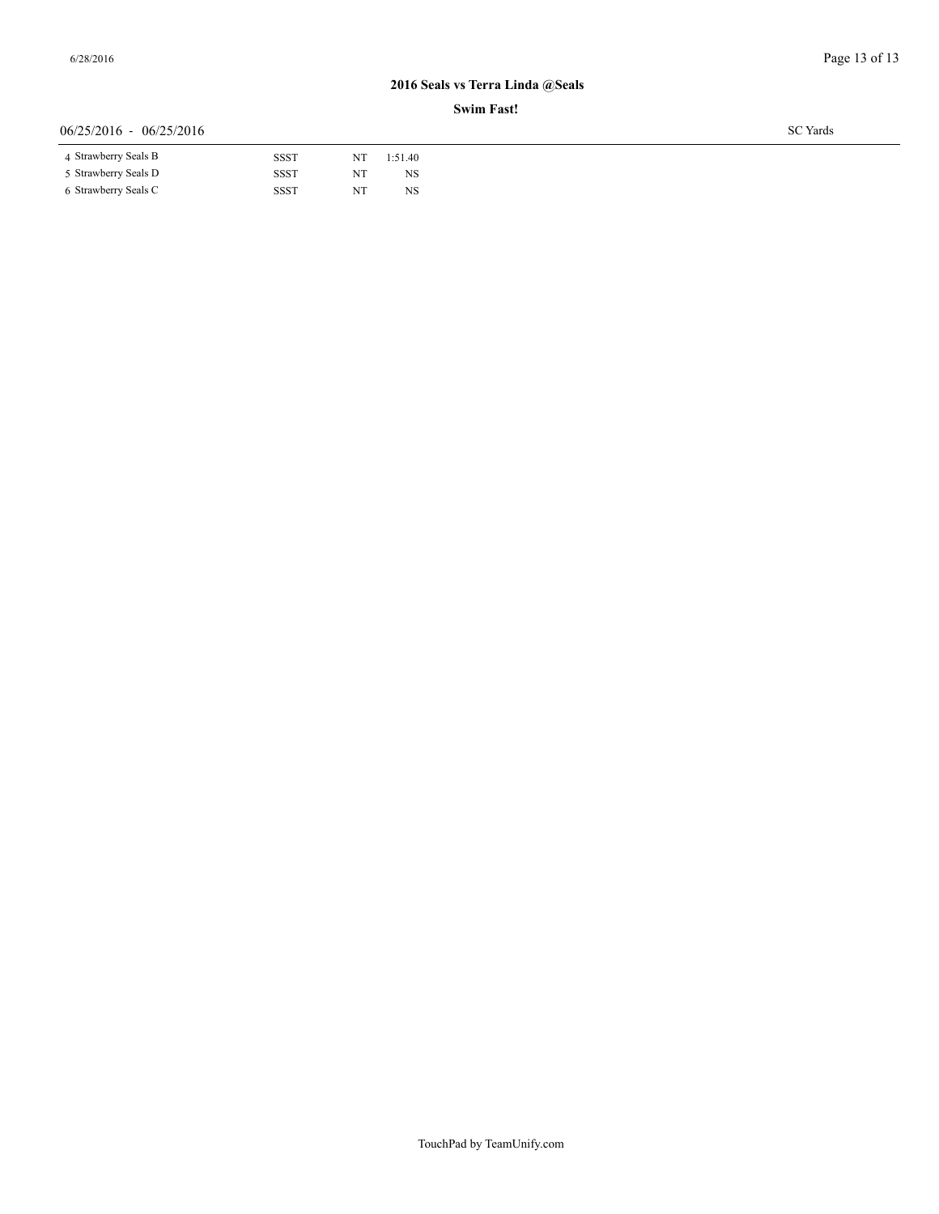| | | | |
|---|---|---|---|
| 4 Strawberry Seals B | SSST | NT | 1:51.40 |
| 5 Strawberry Seals D | SSST | NT | NS |
| 6 Strawberry Seals C | SSST | NT | NS |